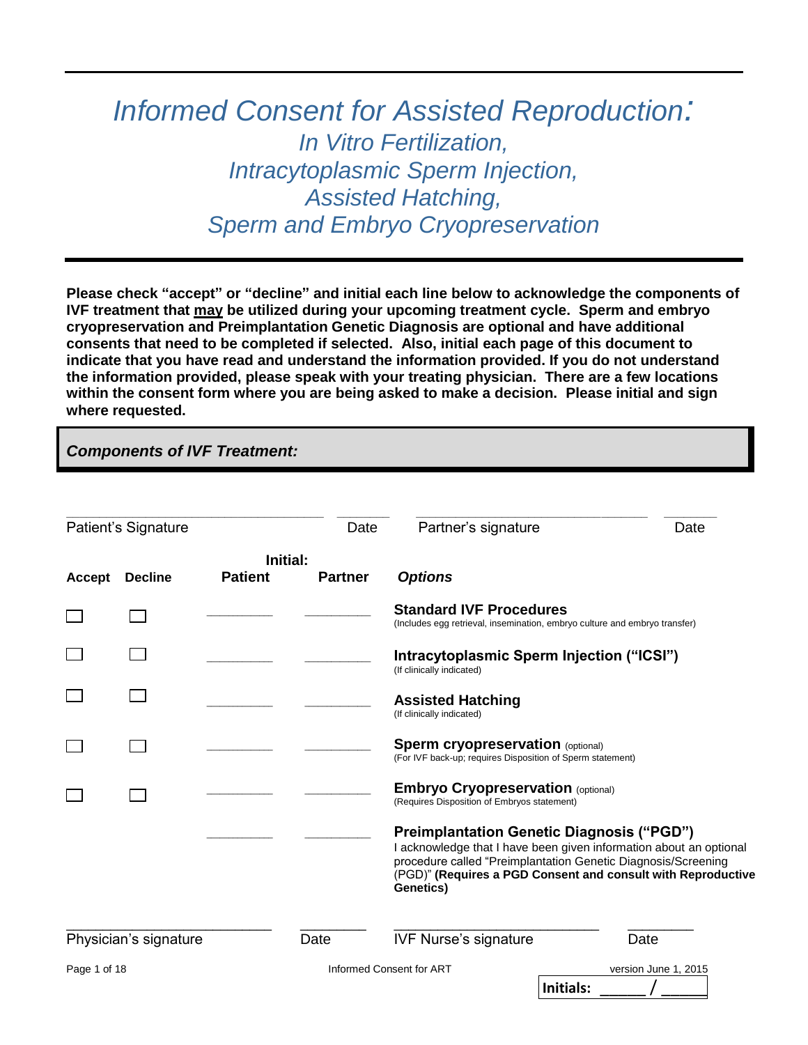# *Informed Consent for Assisted Reproduction:*
## *In Vitro Fertilization, Intracytoplasmic Sperm Injection, Assisted Hatching, Sperm and Embryo Cryopreservation*

**Please check "accept" or "decline" and initial each line below to acknowledge the components of IVF treatment that <u>may</u> be utilized during your upcoming treatment cycle. Sperm and embryo cryopreservation and Preimplantation Genetic Diagnosis are optional and have additional consents that need to be completed if selected. Also, initial each page of this document to indicate that you have read and understand the information provided. If you do not understand the information provided, please speak with your treating physician. There are a few locations within the consent form where you are being asked to make a decision. Please initial and sign where requested.**

### ***Components of IVF Treatment:***

| _______________________ | _______ | _______________________ | _______ |
|---|---|---|---|
| Patient's Signature | Date | Partner's signature | Date |

| Accept | Decline | Initial: Patient | Initial: Partner | *Options* |
|---|---|---|---|---|
| ☐ | ☐ | ________ | ________ | **Standard IVF Procedures** (Includes egg retrieval, insemination, embryo culture and embryo transfer) |
| ☐ | ☐ | ________ | ________ | **Intracytoplasmic Sperm Injection ("ICSI")** (If clinically indicated) |
| ☐ | ☐ | ________ | ________ | **Assisted Hatching** (If clinically indicated) |
| ☐ | ☐ | ________ | ________ | **Sperm cryopreservation** (optional) (For IVF back-up; requires Disposition of Sperm statement) |
| ☐ | ☐ | ________ | ________ | **Embryo Cryopreservation** (optional) (Requires Disposition of Embryos statement) |
| | | ________ | ________ | **Preimplantation Genetic Diagnosis ("PGD")** I acknowledge that I have been given information about an optional procedure called "Preimplantation Genetic Diagnosis/Screening (PGD)" **(Requires a PGD Consent and consult with Reproductive Genetics)** |

| _______________________ | _______ | _______________________ | _______ |
|---|---|---|---|
| Physician's signature | Date | IVF Nurse's signature | Date |

Initials: ______ / ______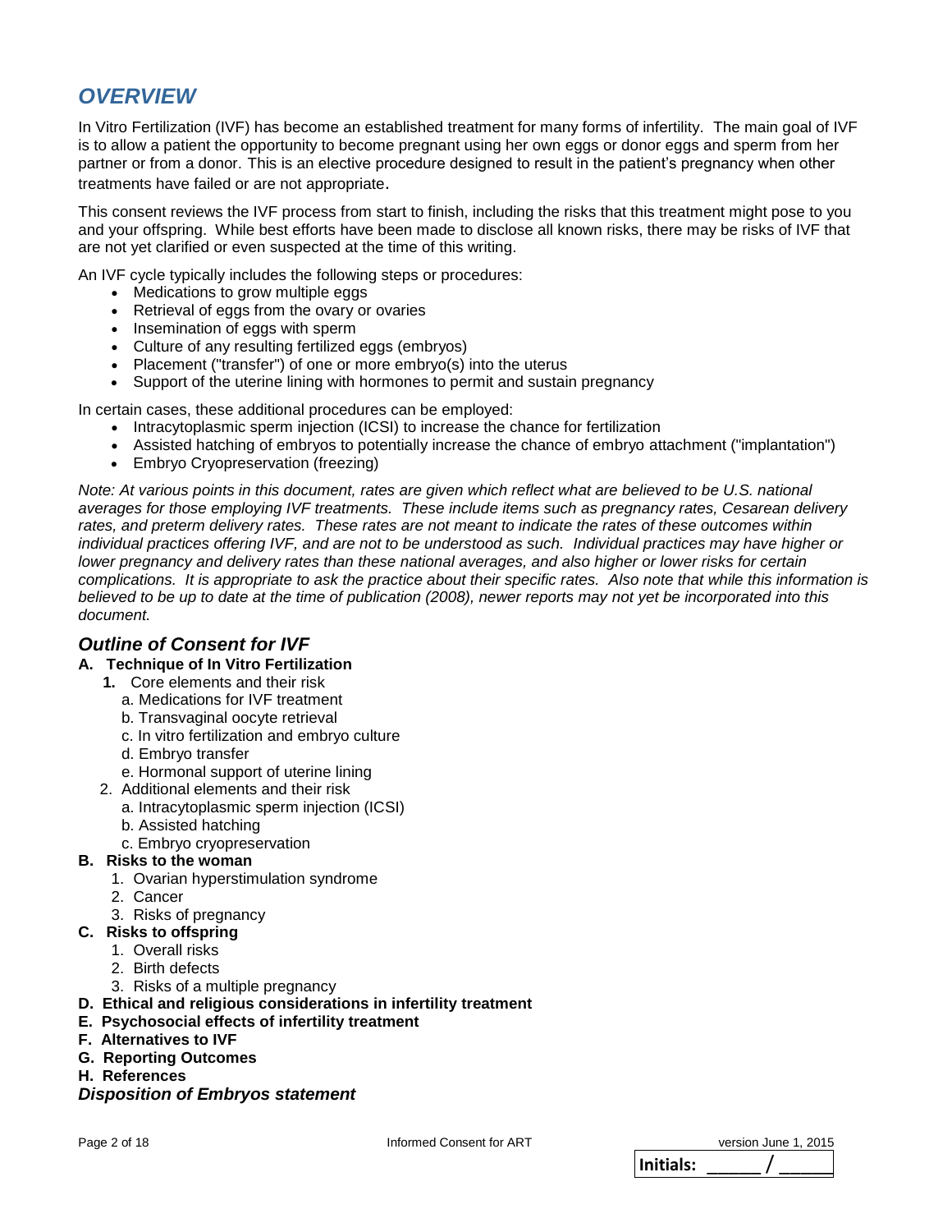## *OVERVIEW*

In Vitro Fertilization (IVF) has become an established treatment for many forms of infertility. The main goal of IVF is to allow a patient the opportunity to become pregnant using her own eggs or donor eggs and sperm from her partner or from a donor. This is an elective procedure designed to result in the patient's pregnancy when other treatments have failed or are not appropriate.

This consent reviews the IVF process from start to finish, including the risks that this treatment might pose to you and your offspring. While best efforts have been made to disclose all known risks, there may be risks of IVF that are not yet clarified or even suspected at the time of this writing.

An IVF cycle typically includes the following steps or procedures:

- Medications to grow multiple eggs
- Retrieval of eggs from the ovary or ovaries
- Insemination of eggs with sperm
- Culture of any resulting fertilized eggs (embryos)
- Placement ("transfer") of one or more embryo(s) into the uterus
- Support of the uterine lining with hormones to permit and sustain pregnancy

In certain cases, these additional procedures can be employed:

- Intracytoplasmic sperm injection (ICSI) to increase the chance for fertilization
- Assisted hatching of embryos to potentially increase the chance of embryo attachment ("implantation")
- Embryo Cryopreservation (freezing)

*Note: At various points in this document, rates are given which reflect what are believed to be U.S. national averages for those employing IVF treatments. These include items such as pregnancy rates, Cesarean delivery rates, and preterm delivery rates. These rates are not meant to indicate the rates of these outcomes within individual practices offering IVF, and are not to be understood as such. Individual practices may have higher or lower pregnancy and delivery rates than these national averages, and also higher or lower risks for certain complications. It is appropriate to ask the practice about their specific rates. Also note that while this information is believed to be up to date at the time of publication (2008), newer reports may not yet be incorporated into this document.*

### *Outline of Consent for IVF*

**A. Technique of In Vitro Fertilization**

- **1.** Core elements and their risk
  - a. Medications for IVF treatment
  - b. Transvaginal oocyte retrieval
  - c. In vitro fertilization and embryo culture
  - d. Embryo transfer
  - e. Hormonal support of uterine lining
- 2. Additional elements and their risk
  - a. Intracytoplasmic sperm injection (ICSI)
  - b. Assisted hatching
  - c. Embryo cryopreservation

**B. Risks to the woman**

1. Ovarian hyperstimulation syndrome
2. Cancer
3. Risks of pregnancy

**C. Risks to offspring**

1. Overall risks
2. Birth defects
3. Risks of a multiple pregnancy

**D. Ethical and religious considerations in infertility treatment**

**E. Psychosocial effects of infertility treatment**

**F. Alternatives to IVF**

**G. Reporting Outcomes**

**H. References**

***Disposition of Embryos statement***

**Initials:** ______ / ______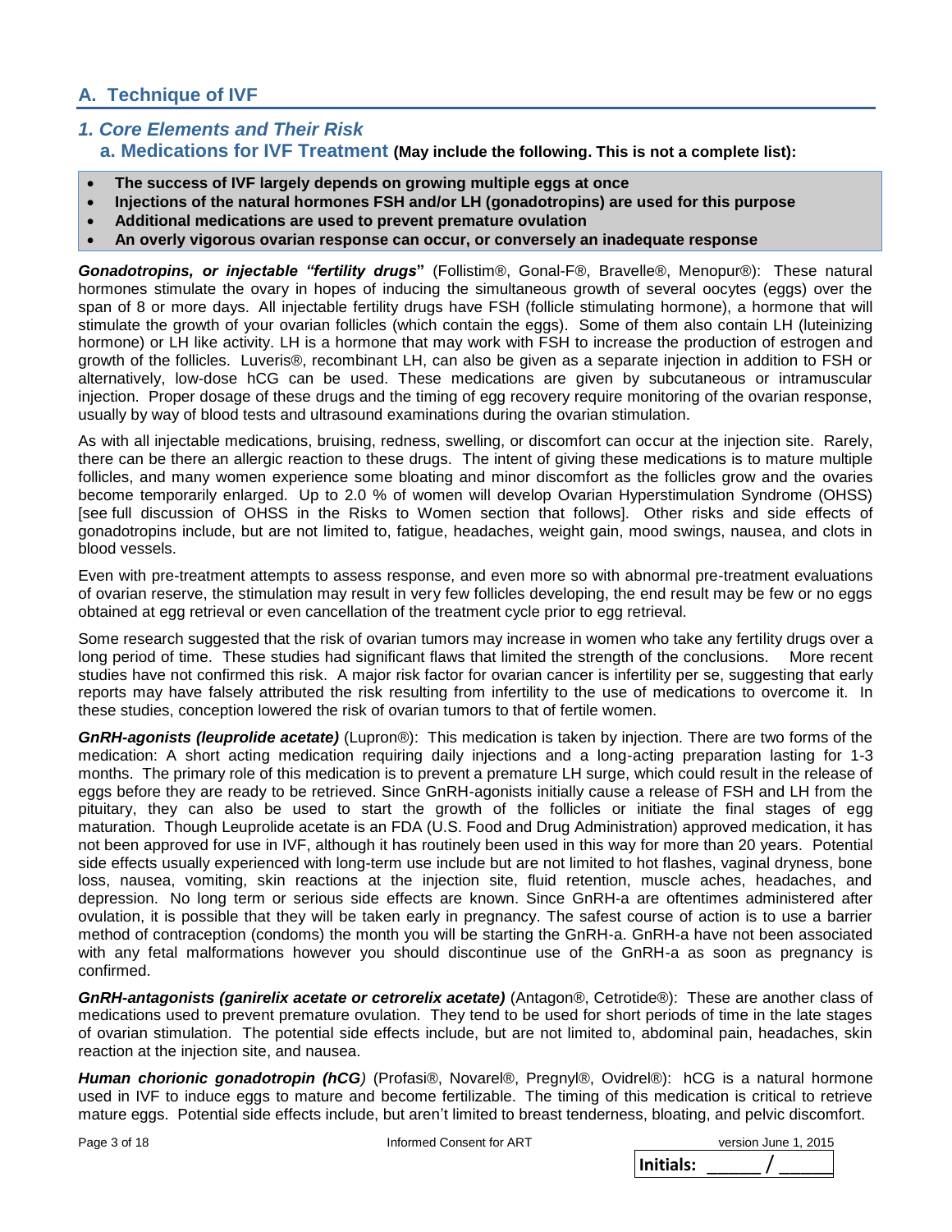## A. Technique of IVF

### *1. Core Elements and Their Risk*

#### a. Medications for IVF Treatment **(May include the following. This is not a complete list):**

- **The success of IVF largely depends on growing multiple eggs at once**
- **Injections of the natural hormones FSH and/or LH (gonadotropins) are used for this purpose**
- **Additional medications are used to prevent premature ovulation**
- **An overly vigorous ovarian response can occur, or conversely an inadequate response**

***Gonadotropins, or injectable "fertility drugs*"** (Follistim®, Gonal-F®, Bravelle®, Menopur®): These natural hormones stimulate the ovary in hopes of inducing the simultaneous growth of several oocytes (eggs) over the span of 8 or more days. All injectable fertility drugs have FSH (follicle stimulating hormone), a hormone that will stimulate the growth of your ovarian follicles (which contain the eggs). Some of them also contain LH (luteinizing hormone) or LH like activity. LH is a hormone that may work with FSH to increase the production of estrogen and growth of the follicles. Luveris®, recombinant LH, can also be given as a separate injection in addition to FSH or alternatively, low-dose hCG can be used. These medications are given by subcutaneous or intramuscular injection. Proper dosage of these drugs and the timing of egg recovery require monitoring of the ovarian response, usually by way of blood tests and ultrasound examinations during the ovarian stimulation.

As with all injectable medications, bruising, redness, swelling, or discomfort can occur at the injection site. Rarely, there can be there an allergic reaction to these drugs. The intent of giving these medications is to mature multiple follicles, and many women experience some bloating and minor discomfort as the follicles grow and the ovaries become temporarily enlarged. Up to 2.0 % of women will develop Ovarian Hyperstimulation Syndrome (OHSS) [see full discussion of OHSS in the Risks to Women section that follows]. Other risks and side effects of gonadotropins include, but are not limited to, fatigue, headaches, weight gain, mood swings, nausea, and clots in blood vessels.

Even with pre-treatment attempts to assess response, and even more so with abnormal pre-treatment evaluations of ovarian reserve, the stimulation may result in very few follicles developing, the end result may be few or no eggs obtained at egg retrieval or even cancellation of the treatment cycle prior to egg retrieval.

Some research suggested that the risk of ovarian tumors may increase in women who take any fertility drugs over a long period of time. These studies had significant flaws that limited the strength of the conclusions. More recent studies have not confirmed this risk. A major risk factor for ovarian cancer is infertility per se, suggesting that early reports may have falsely attributed the risk resulting from infertility to the use of medications to overcome it. In these studies, conception lowered the risk of ovarian tumors to that of fertile women.

***GnRH-agonists (leuprolide acetate)*** (Lupron®): This medication is taken by injection. There are two forms of the medication: A short acting medication requiring daily injections and a long-acting preparation lasting for 1-3 months. The primary role of this medication is to prevent a premature LH surge, which could result in the release of eggs before they are ready to be retrieved. Since GnRH-agonists initially cause a release of FSH and LH from the pituitary, they can also be used to start the growth of the follicles or initiate the final stages of egg maturation. Though Leuprolide acetate is an FDA (U.S. Food and Drug Administration) approved medication, it has not been approved for use in IVF, although it has routinely been used in this way for more than 20 years. Potential side effects usually experienced with long-term use include but are not limited to hot flashes, vaginal dryness, bone loss, nausea, vomiting, skin reactions at the injection site, fluid retention, muscle aches, headaches, and depression. No long term or serious side effects are known. Since GnRH-a are oftentimes administered after ovulation, it is possible that they will be taken early in pregnancy. The safest course of action is to use a barrier method of contraception (condoms) the month you will be starting the GnRH-a. GnRH-a have not been associated with any fetal malformations however you should discontinue use of the GnRH-a as soon as pregnancy is confirmed.

***GnRH-antagonists (ganirelix acetate or cetrorelix acetate)*** (Antagon®, Cetrotide®): These are another class of medications used to prevent premature ovulation. They tend to be used for short periods of time in the late stages of ovarian stimulation. The potential side effects include, but are not limited to, abdominal pain, headaches, skin reaction at the injection site, and nausea.

***Human chorionic gonadotropin (hCG)*** (Profasi®, Novarel®, Pregnyl®, Ovidrel®): hCG is a natural hormone used in IVF to induce eggs to mature and become fertilizable. The timing of this medication is critical to retrieve mature eggs. Potential side effects include, but aren't limited to breast tenderness, bloating, and pelvic discomfort.

**Initials:** ______ / ______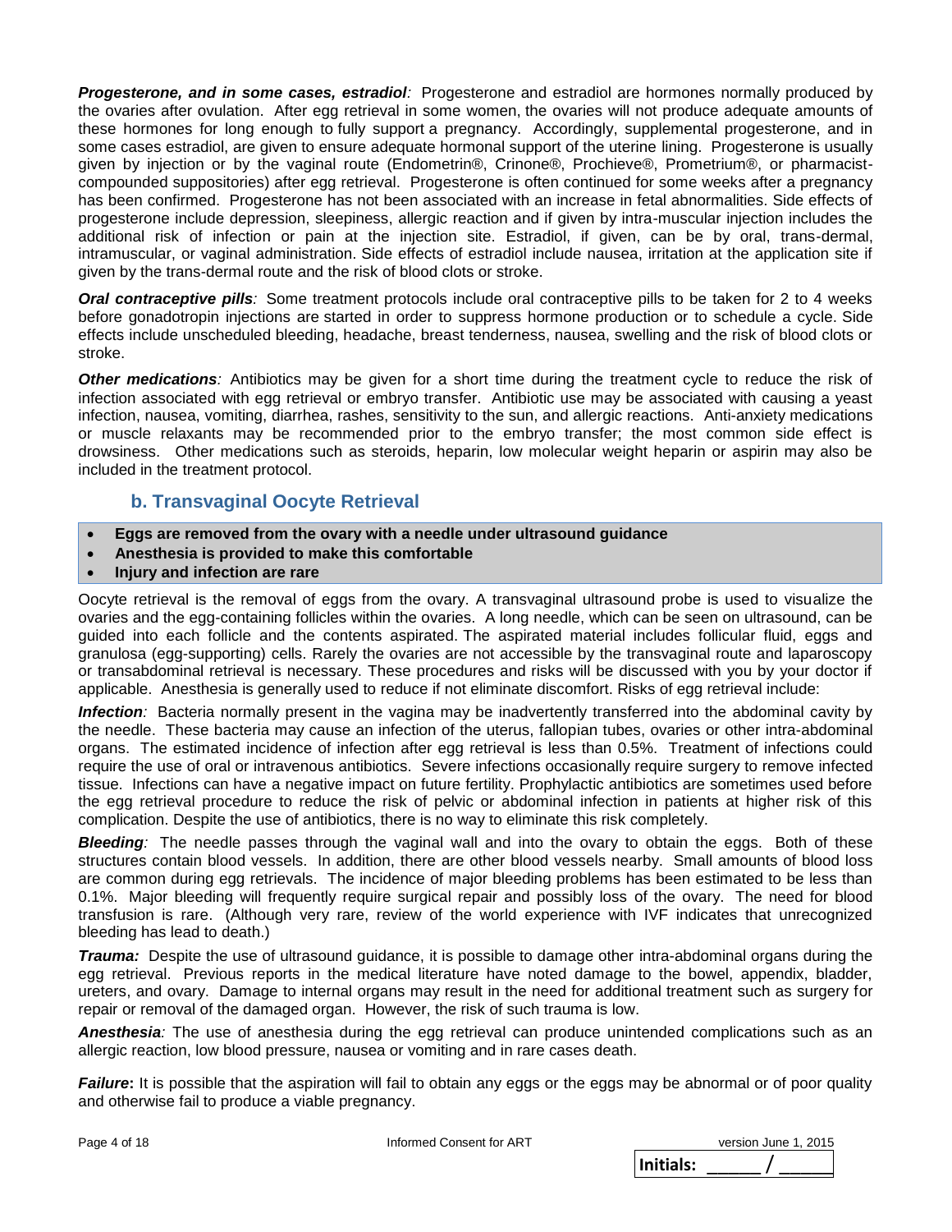***Progesterone, and in some cases, estradiol**:* Progesterone and estradiol are hormones normally produced by the ovaries after ovulation. After egg retrieval in some women, the ovaries will not produce adequate amounts of these hormones for long enough to fully support a pregnancy. Accordingly, supplemental progesterone, and in some cases estradiol, are given to ensure adequate hormonal support of the uterine lining. Progesterone is usually given by injection or by the vaginal route (Endometrin®, Crinone®, Prochieve®, Prometrium®, or pharmacist-compounded suppositories) after egg retrieval. Progesterone is often continued for some weeks after a pregnancy has been confirmed. Progesterone has not been associated with an increase in fetal abnormalities. Side effects of progesterone include depression, sleepiness, allergic reaction and if given by intra-muscular injection includes the additional risk of infection or pain at the injection site. Estradiol, if given, can be by oral, trans-dermal, intramuscular, or vaginal administration. Side effects of estradiol include nausea, irritation at the application site if given by the trans-dermal route and the risk of blood clots or stroke.

***Oral contraceptive pills**:* Some treatment protocols include oral contraceptive pills to be taken for 2 to 4 weeks before gonadotropin injections are started in order to suppress hormone production or to schedule a cycle. Side effects include unscheduled bleeding, headache, breast tenderness, nausea, swelling and the risk of blood clots or stroke.

***Other medications**:* Antibiotics may be given for a short time during the treatment cycle to reduce the risk of infection associated with egg retrieval or embryo transfer. Antibiotic use may be associated with causing a yeast infection, nausea, vomiting, diarrhea, rashes, sensitivity to the sun, and allergic reactions. Anti-anxiety medications or muscle relaxants may be recommended prior to the embryo transfer; the most common side effect is drowsiness. Other medications such as steroids, heparin, low molecular weight heparin or aspirin may also be included in the treatment protocol.

### b. Transvaginal Oocyte Retrieval

- **Eggs are removed from the ovary with a needle under ultrasound guidance**
- **Anesthesia is provided to make this comfortable**
- **Injury and infection are rare**

Oocyte retrieval is the removal of eggs from the ovary. A transvaginal ultrasound probe is used to visualize the ovaries and the egg-containing follicles within the ovaries. A long needle, which can be seen on ultrasound, can be guided into each follicle and the contents aspirated. The aspirated material includes follicular fluid, eggs and granulosa (egg-supporting) cells. Rarely the ovaries are not accessible by the transvaginal route and laparoscopy or transabdominal retrieval is necessary. These procedures and risks will be discussed with you by your doctor if applicable. Anesthesia is generally used to reduce if not eliminate discomfort. Risks of egg retrieval include:

***Infection**:* Bacteria normally present in the vagina may be inadvertently transferred into the abdominal cavity by the needle. These bacteria may cause an infection of the uterus, fallopian tubes, ovaries or other intra-abdominal organs. The estimated incidence of infection after egg retrieval is less than 0.5%. Treatment of infections could require the use of oral or intravenous antibiotics. Severe infections occasionally require surgery to remove infected tissue. Infections can have a negative impact on future fertility. Prophylactic antibiotics are sometimes used before the egg retrieval procedure to reduce the risk of pelvic or abdominal infection in patients at higher risk of this complication. Despite the use of antibiotics, there is no way to eliminate this risk completely.

***Bleeding**:* The needle passes through the vaginal wall and into the ovary to obtain the eggs. Both of these structures contain blood vessels. In addition, there are other blood vessels nearby. Small amounts of blood loss are common during egg retrievals. The incidence of major bleeding problems has been estimated to be less than 0.1%. Major bleeding will frequently require surgical repair and possibly loss of the ovary. The need for blood transfusion is rare. (Although very rare, review of the world experience with IVF indicates that unrecognized bleeding has lead to death.)

***Trauma:*** Despite the use of ultrasound guidance, it is possible to damage other intra-abdominal organs during the egg retrieval. Previous reports in the medical literature have noted damage to the bowel, appendix, bladder, ureters, and ovary. Damage to internal organs may result in the need for additional treatment such as surgery for repair or removal of the damaged organ. However, the risk of such trauma is low.

***Anesthesia**:* The use of anesthesia during the egg retrieval can produce unintended complications such as an allergic reaction, low blood pressure, nausea or vomiting and in rare cases death.

***Failure*:** It is possible that the aspiration will fail to obtain any eggs or the eggs may be abnormal or of poor quality and otherwise fail to produce a viable pregnancy.

**Initials:** ______ / ______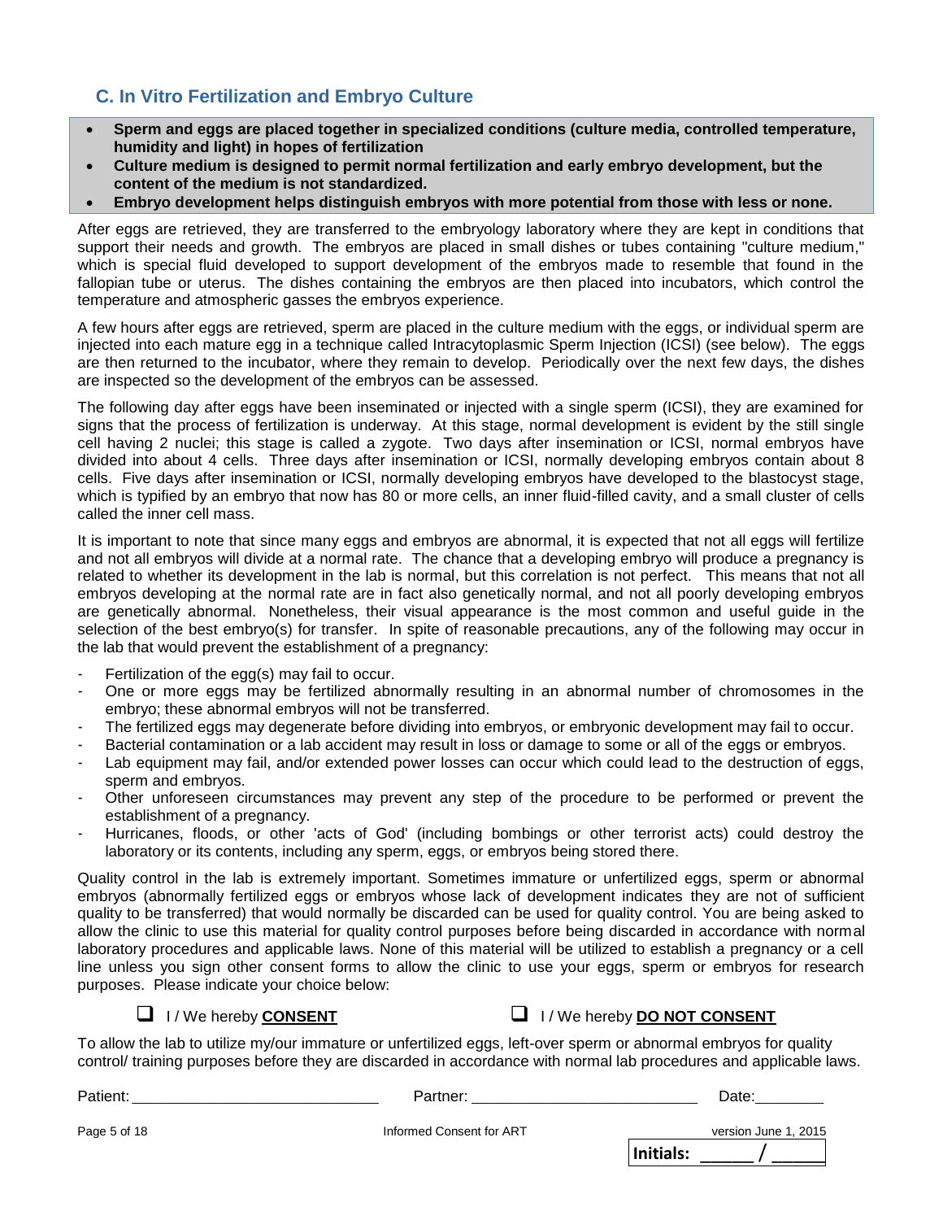## C. In Vitro Fertilization and Embryo Culture

- **Sperm and eggs are placed together in specialized conditions (culture media, controlled temperature, humidity and light) in hopes of fertilization**
- **Culture medium is designed to permit normal fertilization and early embryo development, but the content of the medium is not standardized.**
- **Embryo development helps distinguish embryos with more potential from those with less or none.**

After eggs are retrieved, they are transferred to the embryology laboratory where they are kept in conditions that support their needs and growth. The embryos are placed in small dishes or tubes containing "culture medium," which is special fluid developed to support development of the embryos made to resemble that found in the fallopian tube or uterus. The dishes containing the embryos are then placed into incubators, which control the temperature and atmospheric gasses the embryos experience.

A few hours after eggs are retrieved, sperm are placed in the culture medium with the eggs, or individual sperm are injected into each mature egg in a technique called Intracytoplasmic Sperm Injection (ICSI) (see below). The eggs are then returned to the incubator, where they remain to develop. Periodically over the next few days, the dishes are inspected so the development of the embryos can be assessed.

The following day after eggs have been inseminated or injected with a single sperm (ICSI), they are examined for signs that the process of fertilization is underway. At this stage, normal development is evident by the still single cell having 2 nuclei; this stage is called a zygote. Two days after insemination or ICSI, normal embryos have divided into about 4 cells. Three days after insemination or ICSI, normally developing embryos contain about 8 cells. Five days after insemination or ICSI, normally developing embryos have developed to the blastocyst stage, which is typified by an embryo that now has 80 or more cells, an inner fluid-filled cavity, and a small cluster of cells called the inner cell mass.

It is important to note that since many eggs and embryos are abnormal, it is expected that not all eggs will fertilize and not all embryos will divide at a normal rate. The chance that a developing embryo will produce a pregnancy is related to whether its development in the lab is normal, but this correlation is not perfect. This means that not all embryos developing at the normal rate are in fact also genetically normal, and not all poorly developing embryos are genetically abnormal. Nonetheless, their visual appearance is the most common and useful guide in the selection of the best embryo(s) for transfer. In spite of reasonable precautions, any of the following may occur in the lab that would prevent the establishment of a pregnancy:

- Fertilization of the egg(s) may fail to occur.
- One or more eggs may be fertilized abnormally resulting in an abnormal number of chromosomes in the embryo; these abnormal embryos will not be transferred.
- The fertilized eggs may degenerate before dividing into embryos, or embryonic development may fail to occur.
- Bacterial contamination or a lab accident may result in loss or damage to some or all of the eggs or embryos.
- Lab equipment may fail, and/or extended power losses can occur which could lead to the destruction of eggs, sperm and embryos.
- Other unforeseen circumstances may prevent any step of the procedure to be performed or prevent the establishment of a pregnancy.
- Hurricanes, floods, or other 'acts of God' (including bombings or other terrorist acts) could destroy the laboratory or its contents, including any sperm, eggs, or embryos being stored there.

Quality control in the lab is extremely important. Sometimes immature or unfertilized eggs, sperm or abnormal embryos (abnormally fertilized eggs or embryos whose lack of development indicates they are not of sufficient quality to be transferred) that would normally be discarded can be used for quality control. You are being asked to allow the clinic to use this material for quality control purposes before being discarded in accordance with normal laboratory procedures and applicable laws. None of this material will be utilized to establish a pregnancy or a cell line unless you sign other consent forms to allow the clinic to use your eggs, sperm or embryos for research purposes. Please indicate your choice below:

☐ I / We hereby **CONSENT** ☐ I / We hereby **DO NOT CONSENT**

To allow the lab to utilize my/our immature or unfertilized eggs, left-over sperm or abnormal embryos for quality control/ training purposes before they are discarded in accordance with normal lab procedures and applicable laws.

Patient: ____________________________ Partner: __________________________ Date:________

Informed Consent for ART version June 1, 2015

**Initials:** _____ / _____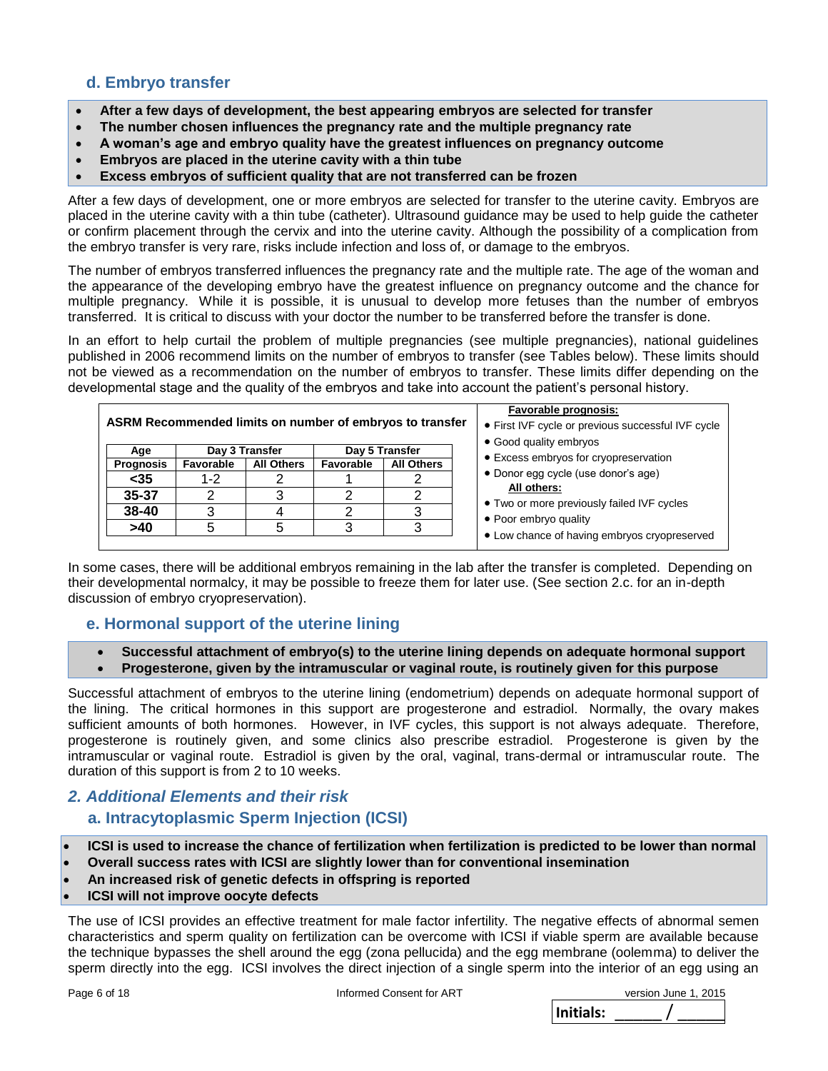### d. Embryo transfer

- **After a few days of development, the best appearing embryos are selected for transfer**
- **The number chosen influences the pregnancy rate and the multiple pregnancy rate**
- **A woman's age and embryo quality have the greatest influences on pregnancy outcome**
- **Embryos are placed in the uterine cavity with a thin tube**
- **Excess embryos of sufficient quality that are not transferred can be frozen**

After a few days of development, one or more embryos are selected for transfer to the uterine cavity. Embryos are placed in the uterine cavity with a thin tube (catheter). Ultrasound guidance may be used to help guide the catheter or confirm placement through the cervix and into the uterine cavity. Although the possibility of a complication from the embryo transfer is very rare, risks include infection and loss of, or damage to the embryos.

The number of embryos transferred influences the pregnancy rate and the multiple rate. The age of the woman and the appearance of the developing embryo have the greatest influence on pregnancy outcome and the chance for multiple pregnancy. While it is possible, it is unusual to develop more fetuses than the number of embryos transferred. It is critical to discuss with your doctor the number to be transferred before the transfer is done.

In an effort to help curtail the problem of multiple pregnancies (see multiple pregnancies), national guidelines published in 2006 recommend limits on the number of embryos to transfer (see Tables below). These limits should not be viewed as a recommendation on the number of embryos to transfer. These limits differ depending on the developmental stage and the quality of the embryos and take into account the patient's personal history.

**ASRM Recommended limits on number of embryos to transfer**

| Age | Day 3 Transfer | | Day 5 Transfer | |
|---|---|---|---|---|
| Prognosis | Favorable | All Others | Favorable | All Others |
| <35 | 1-2 | 2 | 1 | 2 |
| 35-37 | 2 | 3 | 2 | 2 |
| 38-40 | 3 | 4 | 2 | 3 |
| >40 | 5 | 5 | 3 | 3 |

**Favorable prognosis:**

- First IVF cycle or previous successful IVF cycle
- Good quality embryos
- Excess embryos for cryopreservation
- Donor egg cycle (use donor's age)

**All others:**

- Two or more previously failed IVF cycles
- Poor embryo quality
- Low chance of having embryos cryopreserved

In some cases, there will be additional embryos remaining in the lab after the transfer is completed. Depending on their developmental normalcy, it may be possible to freeze them for later use. (See section 2.c. for an in-depth discussion of embryo cryopreservation).

### e. Hormonal support of the uterine lining

- **Successful attachment of embryo(s) to the uterine lining depends on adequate hormonal support**
- **Progesterone, given by the intramuscular or vaginal route, is routinely given for this purpose**

Successful attachment of embryos to the uterine lining (endometrium) depends on adequate hormonal support of the lining. The critical hormones in this support are progesterone and estradiol. Normally, the ovary makes sufficient amounts of both hormones. However, in IVF cycles, this support is not always adequate. Therefore, progesterone is routinely given, and some clinics also prescribe estradiol. Progesterone is given by the intramuscular or vaginal route. Estradiol is given by the oral, vaginal, trans-dermal or intramuscular route. The duration of this support is from 2 to 10 weeks.

## *2. Additional Elements and their risk*

### a. Intracytoplasmic Sperm Injection (ICSI)

- **ICSI is used to increase the chance of fertilization when fertilization is predicted to be lower than normal**
- **Overall success rates with ICSI are slightly lower than for conventional insemination**
- **An increased risk of genetic defects in offspring is reported**
- **ICSI will not improve oocyte defects**

The use of ICSI provides an effective treatment for male factor infertility. The negative effects of abnormal semen characteristics and sperm quality on fertilization can be overcome with ICSI if viable sperm are available because the technique bypasses the shell around the egg (zona pellucida) and the egg membrane (oolemma) to deliver the sperm directly into the egg. ICSI involves the direct injection of a single sperm into the interior of an egg using an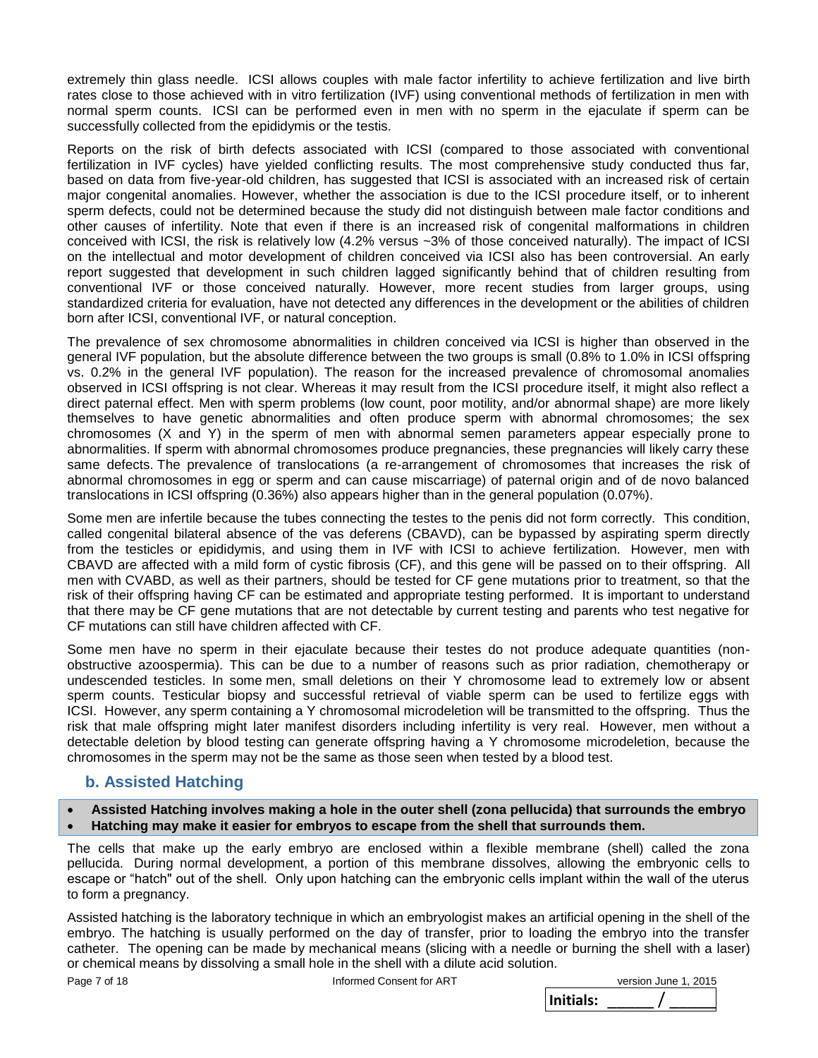extremely thin glass needle. ICSI allows couples with male factor infertility to achieve fertilization and live birth rates close to those achieved with in vitro fertilization (IVF) using conventional methods of fertilization in men with normal sperm counts. ICSI can be performed even in men with no sperm in the ejaculate if sperm can be successfully collected from the epididymis or the testis.

Reports on the risk of birth defects associated with ICSI (compared to those associated with conventional fertilization in IVF cycles) have yielded conflicting results. The most comprehensive study conducted thus far, based on data from five-year-old children, has suggested that ICSI is associated with an increased risk of certain major congenital anomalies. However, whether the association is due to the ICSI procedure itself, or to inherent sperm defects, could not be determined because the study did not distinguish between male factor conditions and other causes of infertility. Note that even if there is an increased risk of congenital malformations in children conceived with ICSI, the risk is relatively low (4.2% versus ~3% of those conceived naturally). The impact of ICSI on the intellectual and motor development of children conceived via ICSI also has been controversial. An early report suggested that development in such children lagged significantly behind that of children resulting from conventional IVF or those conceived naturally. However, more recent studies from larger groups, using standardized criteria for evaluation, have not detected any differences in the development or the abilities of children born after ICSI, conventional IVF, or natural conception.

The prevalence of sex chromosome abnormalities in children conceived via ICSI is higher than observed in the general IVF population, but the absolute difference between the two groups is small (0.8% to 1.0% in ICSI offspring vs. 0.2% in the general IVF population). The reason for the increased prevalence of chromosomal anomalies observed in ICSI offspring is not clear. Whereas it may result from the ICSI procedure itself, it might also reflect a direct paternal effect. Men with sperm problems (low count, poor motility, and/or abnormal shape) are more likely themselves to have genetic abnormalities and often produce sperm with abnormal chromosomes; the sex chromosomes (X and Y) in the sperm of men with abnormal semen parameters appear especially prone to abnormalities. If sperm with abnormal chromosomes produce pregnancies, these pregnancies will likely carry these same defects. The prevalence of translocations (a re-arrangement of chromosomes that increases the risk of abnormal chromosomes in egg or sperm and can cause miscarriage) of paternal origin and of de novo balanced translocations in ICSI offspring (0.36%) also appears higher than in the general population (0.07%).

Some men are infertile because the tubes connecting the testes to the penis did not form correctly. This condition, called congenital bilateral absence of the vas deferens (CBAVD), can be bypassed by aspirating sperm directly from the testicles or epididymis, and using them in IVF with ICSI to achieve fertilization. However, men with CBAVD are affected with a mild form of cystic fibrosis (CF), and this gene will be passed on to their offspring. All men with CVABD, as well as their partners, should be tested for CF gene mutations prior to treatment, so that the risk of their offspring having CF can be estimated and appropriate testing performed. It is important to understand that there may be CF gene mutations that are not detectable by current testing and parents who test negative for CF mutations can still have children affected with CF.

Some men have no sperm in their ejaculate because their testes do not produce adequate quantities (non-obstructive azoospermia). This can be due to a number of reasons such as prior radiation, chemotherapy or undescended testicles. In some men, small deletions on their Y chromosome lead to extremely low or absent sperm counts. Testicular biopsy and successful retrieval of viable sperm can be used to fertilize eggs with ICSI. However, any sperm containing a Y chromosomal microdeletion will be transmitted to the offspring. Thus the risk that male offspring might later manifest disorders including infertility is very real. However, men without a detectable deletion by blood testing can generate offspring having a Y chromosome microdeletion, because the chromosomes in the sperm may not be the same as those seen when tested by a blood test.

## b. Assisted Hatching

- **Assisted Hatching involves making a hole in the outer shell (zona pellucida) that surrounds the embryo**
- **Hatching may make it easier for embryos to escape from the shell that surrounds them.**

The cells that make up the early embryo are enclosed within a flexible membrane (shell) called the zona pellucida. During normal development, a portion of this membrane dissolves, allowing the embryonic cells to escape or "hatch" out of the shell. Only upon hatching can the embryonic cells implant within the wall of the uterus to form a pregnancy.

Assisted hatching is the laboratory technique in which an embryologist makes an artificial opening in the shell of the embryo. The hatching is usually performed on the day of transfer, prior to loading the embryo into the transfer catheter. The opening can be made by mechanical means (slicing with a needle or burning the shell with a laser) or chemical means by dissolving a small hole in the shell with a dilute acid solution.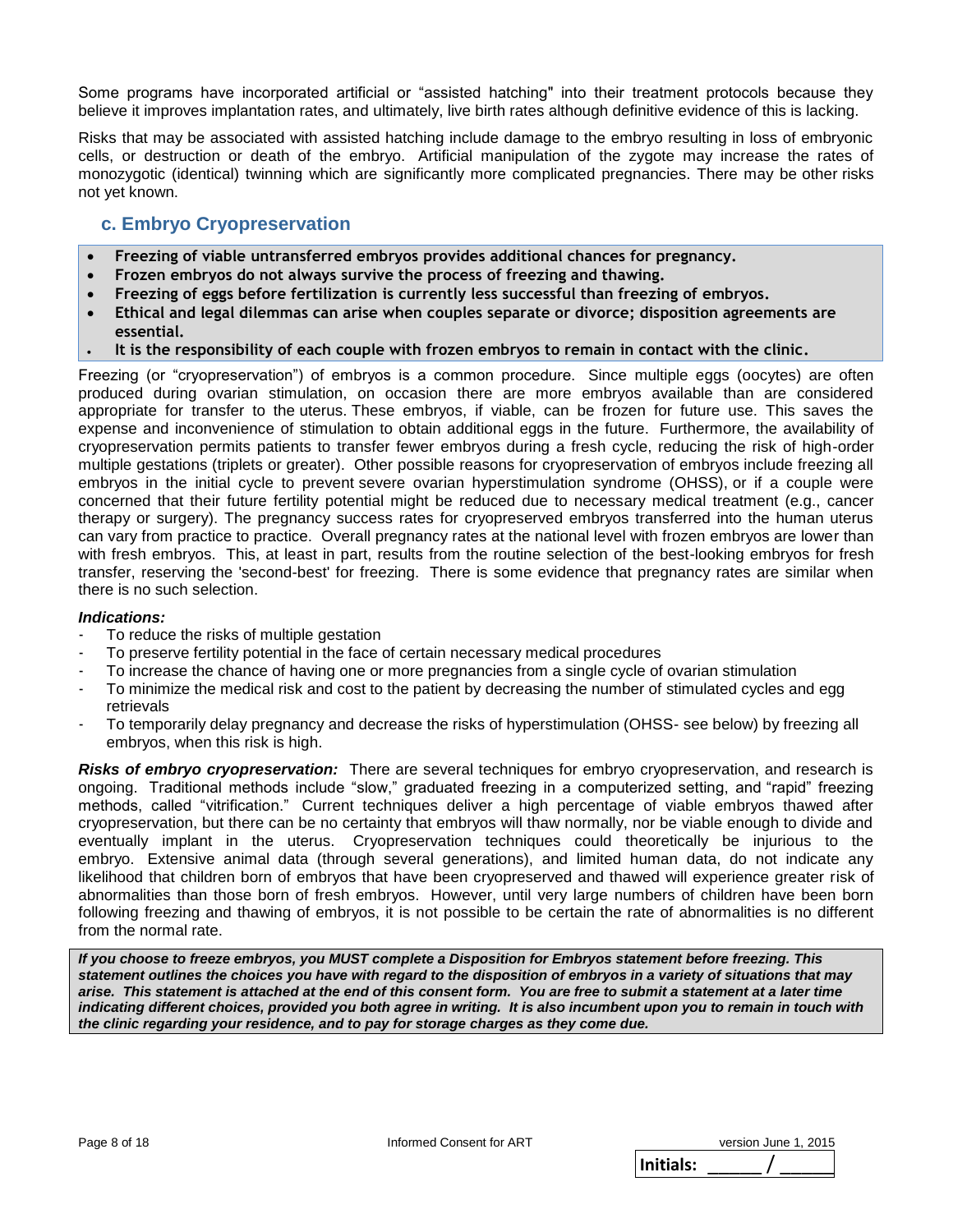Some programs have incorporated artificial or "assisted hatching" into their treatment protocols because they believe it improves implantation rates, and ultimately, live birth rates although definitive evidence of this is lacking.

Risks that may be associated with assisted hatching include damage to the embryo resulting in loss of embryonic cells, or destruction or death of the embryo. Artificial manipulation of the zygote may increase the rates of monozygotic (identical) twinning which are significantly more complicated pregnancies. There may be other risks not yet known.

## c. Embryo Cryopreservation

- **Freezing of viable untransferred embryos provides additional chances for pregnancy.**
- **Frozen embryos do not always survive the process of freezing and thawing.**
- **Freezing of eggs before fertilization is currently less successful than freezing of embryos.**
- **Ethical and legal dilemmas can arise when couples separate or divorce; disposition agreements are essential.**
- **It is the responsibility of each couple with frozen embryos to remain in contact with the clinic.**

Freezing (or "cryopreservation") of embryos is a common procedure. Since multiple eggs (oocytes) are often produced during ovarian stimulation, on occasion there are more embryos available than are considered appropriate for transfer to the uterus. These embryos, if viable, can be frozen for future use. This saves the expense and inconvenience of stimulation to obtain additional eggs in the future. Furthermore, the availability of cryopreservation permits patients to transfer fewer embryos during a fresh cycle, reducing the risk of high-order multiple gestations (triplets or greater). Other possible reasons for cryopreservation of embryos include freezing all embryos in the initial cycle to prevent severe ovarian hyperstimulation syndrome (OHSS), or if a couple were concerned that their future fertility potential might be reduced due to necessary medical treatment (e.g., cancer therapy or surgery). The pregnancy success rates for cryopreserved embryos transferred into the human uterus can vary from practice to practice. Overall pregnancy rates at the national level with frozen embryos are lower than with fresh embryos. This, at least in part, results from the routine selection of the best-looking embryos for fresh transfer, reserving the 'second-best' for freezing. There is some evidence that pregnancy rates are similar when there is no such selection.

***Indications:***

- To reduce the risks of multiple gestation
- To preserve fertility potential in the face of certain necessary medical procedures
- To increase the chance of having one or more pregnancies from a single cycle of ovarian stimulation
- To minimize the medical risk and cost to the patient by decreasing the number of stimulated cycles and egg retrievals
- To temporarily delay pregnancy and decrease the risks of hyperstimulation (OHSS- see below) by freezing all embryos, when this risk is high.

***Risks of embryo cryopreservation:*** There are several techniques for embryo cryopreservation, and research is ongoing. Traditional methods include "slow," graduated freezing in a computerized setting, and "rapid" freezing methods, called "vitrification." Current techniques deliver a high percentage of viable embryos thawed after cryopreservation, but there can be no certainty that embryos will thaw normally, nor be viable enough to divide and eventually implant in the uterus. Cryopreservation techniques could theoretically be injurious to the embryo. Extensive animal data (through several generations), and limited human data, do not indicate any likelihood that children born of embryos that have been cryopreserved and thawed will experience greater risk of abnormalities than those born of fresh embryos. However, until very large numbers of children have been born following freezing and thawing of embryos, it is not possible to be certain the rate of abnormalities is no different from the normal rate.

***If you choose to freeze embryos, you MUST complete a Disposition for Embryos statement before freezing. This statement outlines the choices you have with regard to the disposition of embryos in a variety of situations that may arise. This statement is attached at the end of this consent form. You are free to submit a statement at a later time indicating different choices, provided you both agree in writing. It is also incumbent upon you to remain in touch with the clinic regarding your residence, and to pay for storage charges as they come due.***

**Initials:** ______ / ______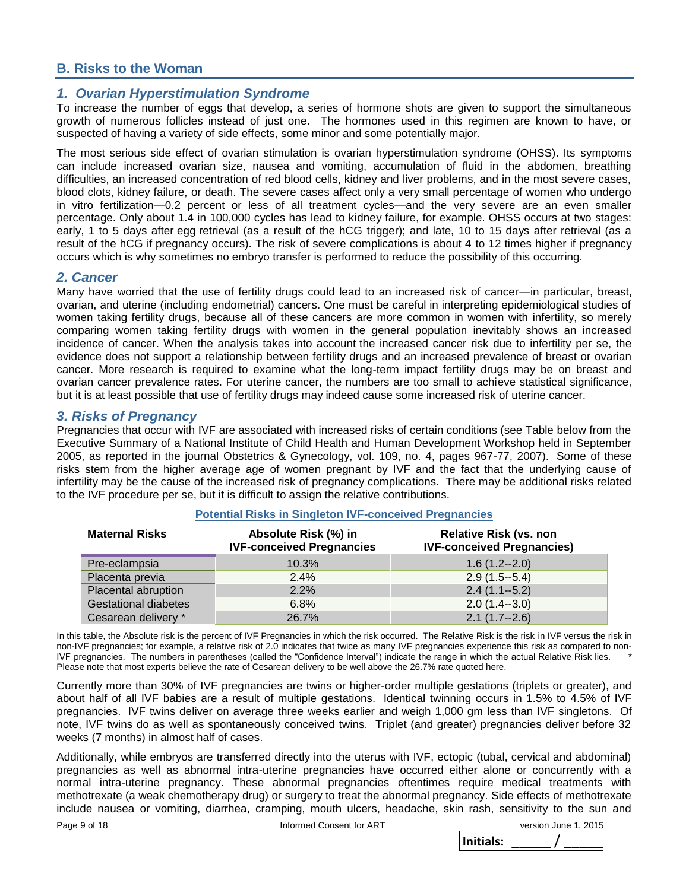## B. Risks to the Woman

### *1. Ovarian Hyperstimulation Syndrome*

To increase the number of eggs that develop, a series of hormone shots are given to support the simultaneous growth of numerous follicles instead of just one. The hormones used in this regimen are known to have, or suspected of having a variety of side effects, some minor and some potentially major.

The most serious side effect of ovarian stimulation is ovarian hyperstimulation syndrome (OHSS). Its symptoms can include increased ovarian size, nausea and vomiting, accumulation of fluid in the abdomen, breathing difficulties, an increased concentration of red blood cells, kidney and liver problems, and in the most severe cases, blood clots, kidney failure, or death. The severe cases affect only a very small percentage of women who undergo in vitro fertilization—0.2 percent or less of all treatment cycles—and the very severe are an even smaller percentage. Only about 1.4 in 100,000 cycles has lead to kidney failure, for example. OHSS occurs at two stages: early, 1 to 5 days after egg retrieval (as a result of the hCG trigger); and late, 10 to 15 days after retrieval (as a result of the hCG if pregnancy occurs). The risk of severe complications is about 4 to 12 times higher if pregnancy occurs which is why sometimes no embryo transfer is performed to reduce the possibility of this occurring.

### *2. Cancer*

Many have worried that the use of fertility drugs could lead to an increased risk of cancer—in particular, breast, ovarian, and uterine (including endometrial) cancers. One must be careful in interpreting epidemiological studies of women taking fertility drugs, because all of these cancers are more common in women with infertility, so merely comparing women taking fertility drugs with women in the general population inevitably shows an increased incidence of cancer. When the analysis takes into account the increased cancer risk due to infertility per se, the evidence does not support a relationship between fertility drugs and an increased prevalence of breast or ovarian cancer. More research is required to examine what the long-term impact fertility drugs may be on breast and ovarian cancer prevalence rates. For uterine cancer, the numbers are too small to achieve statistical significance, but it is at least possible that use of fertility drugs may indeed cause some increased risk of uterine cancer.

### *3. Risks of Pregnancy*

Pregnancies that occur with IVF are associated with increased risks of certain conditions (see Table below from the Executive Summary of a National Institute of Child Health and Human Development Workshop held in September 2005, as reported in the journal Obstetrics & Gynecology, vol. 109, no. 4, pages 967-77, 2007). Some of these risks stem from the higher average age of women pregnant by IVF and the fact that the underlying cause of infertility may be the cause of the increased risk of pregnancy complications. There may be additional risks related to the IVF procedure per se, but it is difficult to assign the relative contributions.

**Potential Risks in Singleton IVF-conceived Pregnancies**

| Maternal Risks | Absolute Risk (%) in IVF-conceived Pregnancies | Relative Risk (vs. non IVF-conceived Pregnancies) |
|---|---|---|
| Pre-eclampsia | 10.3% | 1.6 (1.2--2.0) |
| Placenta previa | 2.4% | 2.9 (1.5--5.4) |
| Placental abruption | 2.2% | 2.4 (1.1--5.2) |
| Gestational diabetes | 6.8% | 2.0 (1.4--3.0) |
| Cesarean delivery * | 26.7% | 2.1 (1.7--2.6) |

In this table, the Absolute risk is the percent of IVF Pregnancies in which the risk occurred. The Relative Risk is the risk in IVF versus the risk in non-IVF pregnancies; for example, a relative risk of 2.0 indicates that twice as many IVF pregnancies experience this risk as compared to non-IVF pregnancies. The numbers in parentheses (called the "Confidence Interval") indicate the range in which the actual Relative Risk lies. * Please note that most experts believe the rate of Cesarean delivery to be well above the 26.7% rate quoted here.

Currently more than 30% of IVF pregnancies are twins or higher-order multiple gestations (triplets or greater), and about half of all IVF babies are a result of multiple gestations. Identical twinning occurs in 1.5% to 4.5% of IVF pregnancies. IVF twins deliver on average three weeks earlier and weigh 1,000 gm less than IVF singletons. Of note, IVF twins do as well as spontaneously conceived twins. Triplet (and greater) pregnancies deliver before 32 weeks (7 months) in almost half of cases.

Additionally, while embryos are transferred directly into the uterus with IVF, ectopic (tubal, cervical and abdominal) pregnancies as well as abnormal intra-uterine pregnancies have occurred either alone or concurrently with a normal intra-uterine pregnancy. These abnormal pregnancies oftentimes require medical treatments with methotrexate (a weak chemotherapy drug) or surgery to treat the abnormal pregnancy. Side effects of methotrexate include nausea or vomiting, diarrhea, cramping, mouth ulcers, headache, skin rash, sensitivity to the sun and

**Initials:** _____ / _____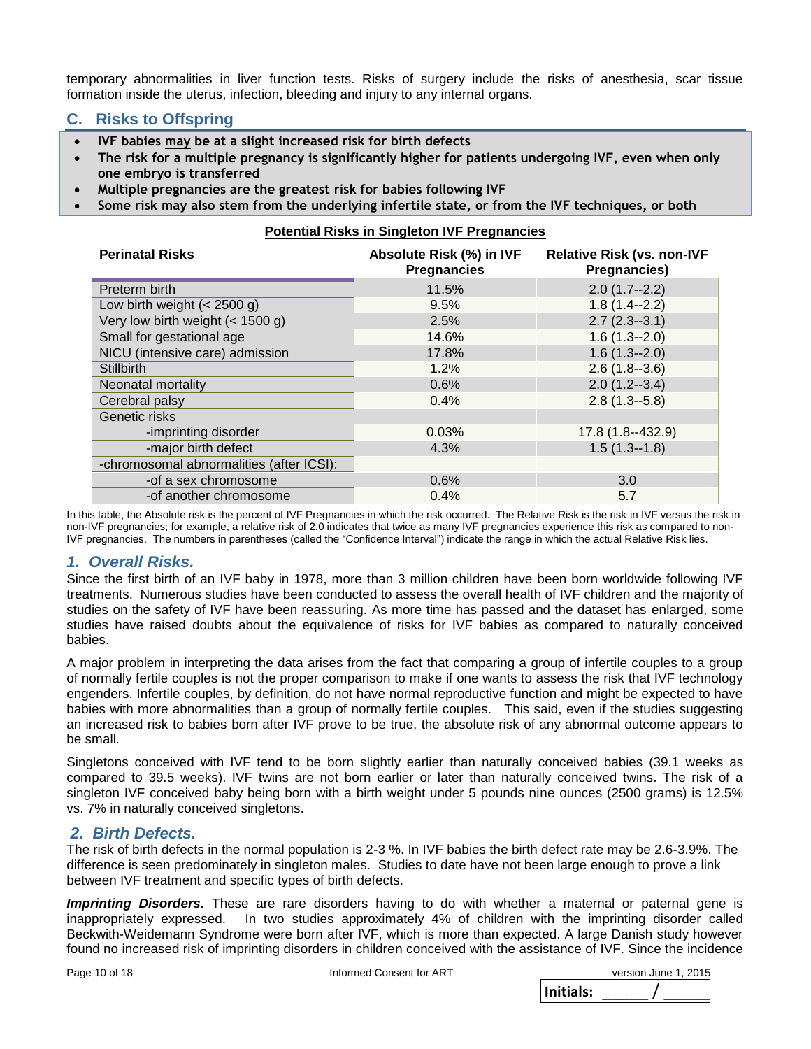temporary abnormalities in liver function tests. Risks of surgery include the risks of anesthesia, scar tissue formation inside the uterus, infection, bleeding and injury to any internal organs.

## C. Risks to Offspring

- **IVF babies <u>may</u> be at a slight increased risk for birth defects**
- **The risk for a multiple pregnancy is significantly higher for patients undergoing IVF, even when only one embryo is transferred**
- **Multiple pregnancies are the greatest risk for babies following IVF**
- **Some risk may also stem from the underlying infertile state, or from the IVF techniques, or both**

**<u>Potential Risks in Singleton IVF Pregnancies</u>**

| Perinatal Risks | Absolute Risk (%) in IVF Pregnancies | Relative Risk (vs. non-IVF Pregnancies) |
|---|---|---|
| Preterm birth | 11.5% | 2.0 (1.7--2.2) |
| Low birth weight (< 2500 g) | 9.5% | 1.8 (1.4--2.2) |
| Very low birth weight (< 1500 g) | 2.5% | 2.7 (2.3--3.1) |
| Small for gestational age | 14.6% | 1.6 (1.3--2.0) |
| NICU (intensive care) admission | 17.8% | 1.6 (1.3--2.0) |
| Stillbirth | 1.2% | 2.6 (1.8--3.6) |
| Neonatal mortality | 0.6% | 2.0 (1.2--3.4) |
| Cerebral palsy | 0.4% | 2.8 (1.3--5.8) |
| Genetic risks | | |
| -imprinting disorder | 0.03% | 17.8 (1.8--432.9) |
| -major birth defect | 4.3% | 1.5 (1.3--1.8) |
| -chromosomal abnormalities (after ICSI): | | |
| -of a sex chromosome | 0.6% | 3.0 |
| -of another chromosome | 0.4% | 5.7 |

In this table, the Absolute risk is the percent of IVF Pregnancies in which the risk occurred. The Relative Risk is the risk in IVF versus the risk in non-IVF pregnancies; for example, a relative risk of 2.0 indicates that twice as many IVF pregnancies experience this risk as compared to non-IVF pregnancies. The numbers in parentheses (called the "Confidence Interval") indicate the range in which the actual Relative Risk lies.

### *1. Overall Risks.*

Since the first birth of an IVF baby in 1978, more than 3 million children have been born worldwide following IVF treatments. Numerous studies have been conducted to assess the overall health of IVF children and the majority of studies on the safety of IVF have been reassuring. As more time has passed and the dataset has enlarged, some studies have raised doubts about the equivalence of risks for IVF babies as compared to naturally conceived babies.

A major problem in interpreting the data arises from the fact that comparing a group of infertile couples to a group of normally fertile couples is not the proper comparison to make if one wants to assess the risk that IVF technology engenders. Infertile couples, by definition, do not have normal reproductive function and might be expected to have babies with more abnormalities than a group of normally fertile couples. This said, even if the studies suggesting an increased risk to babies born after IVF prove to be true, the absolute risk of any abnormal outcome appears to be small.

Singletons conceived with IVF tend to be born slightly earlier than naturally conceived babies (39.1 weeks as compared to 39.5 weeks). IVF twins are not born earlier or later than naturally conceived twins. The risk of a singleton IVF conceived baby being born with a birth weight under 5 pounds nine ounces (2500 grams) is 12.5% vs. 7% in naturally conceived singletons.

### *2. Birth Defects.*

The risk of birth defects in the normal population is 2-3 %. In IVF babies the birth defect rate may be 2.6-3.9%. The difference is seen predominately in singleton males. Studies to date have not been large enough to prove a link between IVF treatment and specific types of birth defects.

***Imprinting Disorders.*** These are rare disorders having to do with whether a maternal or paternal gene is inappropriately expressed. In two studies approximately 4% of children with the imprinting disorder called Beckwith-Weidemann Syndrome were born after IVF, which is more than expected. A large Danish study however found no increased risk of imprinting disorders in children conceived with the assistance of IVF. Since the incidence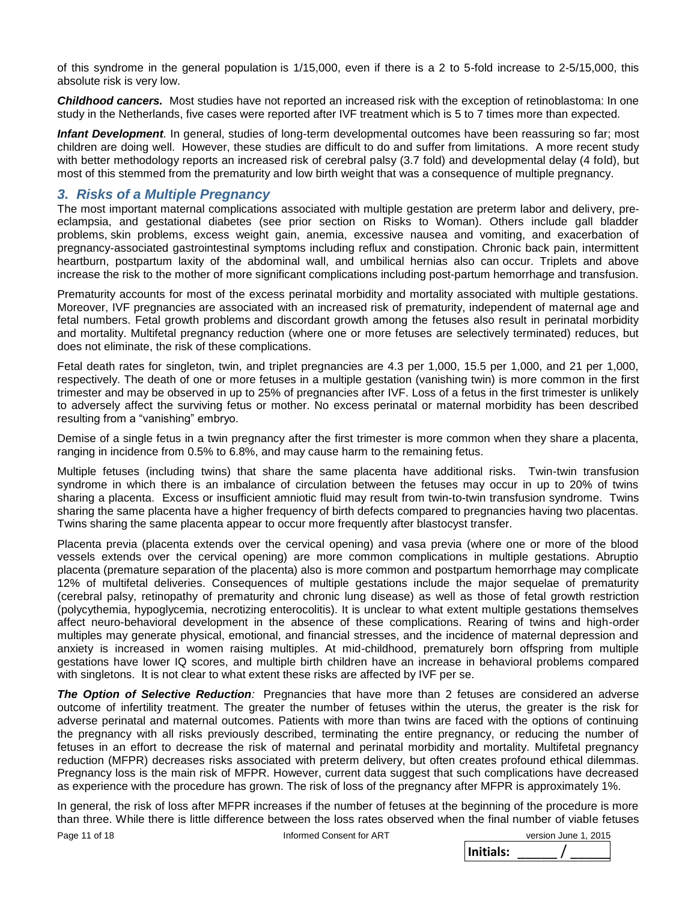of this syndrome in the general population is 1/15,000, even if there is a 2 to 5-fold increase to 2-5/15,000, this absolute risk is very low.

***Childhood cancers.*** Most studies have not reported an increased risk with the exception of retinoblastoma: In one study in the Netherlands, five cases were reported after IVF treatment which is 5 to 7 times more than expected.

***Infant Development***. In general, studies of long-term developmental outcomes have been reassuring so far; most children are doing well. However, these studies are difficult to do and suffer from limitations. A more recent study with better methodology reports an increased risk of cerebral palsy (3.7 fold) and developmental delay (4 fold), but most of this stemmed from the prematurity and low birth weight that was a consequence of multiple pregnancy.

## *3. Risks of a Multiple Pregnancy*

The most important maternal complications associated with multiple gestation are preterm labor and delivery, pre-eclampsia, and gestational diabetes (see prior section on Risks to Woman). Others include gall bladder problems, skin problems, excess weight gain, anemia, excessive nausea and vomiting, and exacerbation of pregnancy-associated gastrointestinal symptoms including reflux and constipation. Chronic back pain, intermittent heartburn, postpartum laxity of the abdominal wall, and umbilical hernias also can occur. Triplets and above increase the risk to the mother of more significant complications including post-partum hemorrhage and transfusion.

Prematurity accounts for most of the excess perinatal morbidity and mortality associated with multiple gestations. Moreover, IVF pregnancies are associated with an increased risk of prematurity, independent of maternal age and fetal numbers. Fetal growth problems and discordant growth among the fetuses also result in perinatal morbidity and mortality. Multifetal pregnancy reduction (where one or more fetuses are selectively terminated) reduces, but does not eliminate, the risk of these complications.

Fetal death rates for singleton, twin, and triplet pregnancies are 4.3 per 1,000, 15.5 per 1,000, and 21 per 1,000, respectively. The death of one or more fetuses in a multiple gestation (vanishing twin) is more common in the first trimester and may be observed in up to 25% of pregnancies after IVF. Loss of a fetus in the first trimester is unlikely to adversely affect the surviving fetus or mother. No excess perinatal or maternal morbidity has been described resulting from a "vanishing" embryo.

Demise of a single fetus in a twin pregnancy after the first trimester is more common when they share a placenta, ranging in incidence from 0.5% to 6.8%, and may cause harm to the remaining fetus.

Multiple fetuses (including twins) that share the same placenta have additional risks. Twin-twin transfusion syndrome in which there is an imbalance of circulation between the fetuses may occur in up to 20% of twins sharing a placenta. Excess or insufficient amniotic fluid may result from twin-to-twin transfusion syndrome. Twins sharing the same placenta have a higher frequency of birth defects compared to pregnancies having two placentas. Twins sharing the same placenta appear to occur more frequently after blastocyst transfer.

Placenta previa (placenta extends over the cervical opening) and vasa previa (where one or more of the blood vessels extends over the cervical opening) are more common complications in multiple gestations. Abruptio placenta (premature separation of the placenta) also is more common and postpartum hemorrhage may complicate 12% of multifetal deliveries. Consequences of multiple gestations include the major sequelae of prematurity (cerebral palsy, retinopathy of prematurity and chronic lung disease) as well as those of fetal growth restriction (polycythemia, hypoglycemia, necrotizing enterocolitis). It is unclear to what extent multiple gestations themselves affect neuro-behavioral development in the absence of these complications. Rearing of twins and high-order multiples may generate physical, emotional, and financial stresses, and the incidence of maternal depression and anxiety is increased in women raising multiples. At mid-childhood, prematurely born offspring from multiple gestations have lower IQ scores, and multiple birth children have an increase in behavioral problems compared with singletons. It is not clear to what extent these risks are affected by IVF per se.

***The Option of Selective Reduction****:* Pregnancies that have more than 2 fetuses are considered an adverse outcome of infertility treatment. The greater the number of fetuses within the uterus, the greater is the risk for adverse perinatal and maternal outcomes. Patients with more than twins are faced with the options of continuing the pregnancy with all risks previously described, terminating the entire pregnancy, or reducing the number of fetuses in an effort to decrease the risk of maternal and perinatal morbidity and mortality. Multifetal pregnancy reduction (MFPR) decreases risks associated with preterm delivery, but often creates profound ethical dilemmas. Pregnancy loss is the main risk of MFPR. However, current data suggest that such complications have decreased as experience with the procedure has grown. The risk of loss of the pregnancy after MFPR is approximately 1%.

In general, the risk of loss after MFPR increases if the number of fetuses at the beginning of the procedure is more than three. While there is little difference between the loss rates observed when the final number of viable fetuses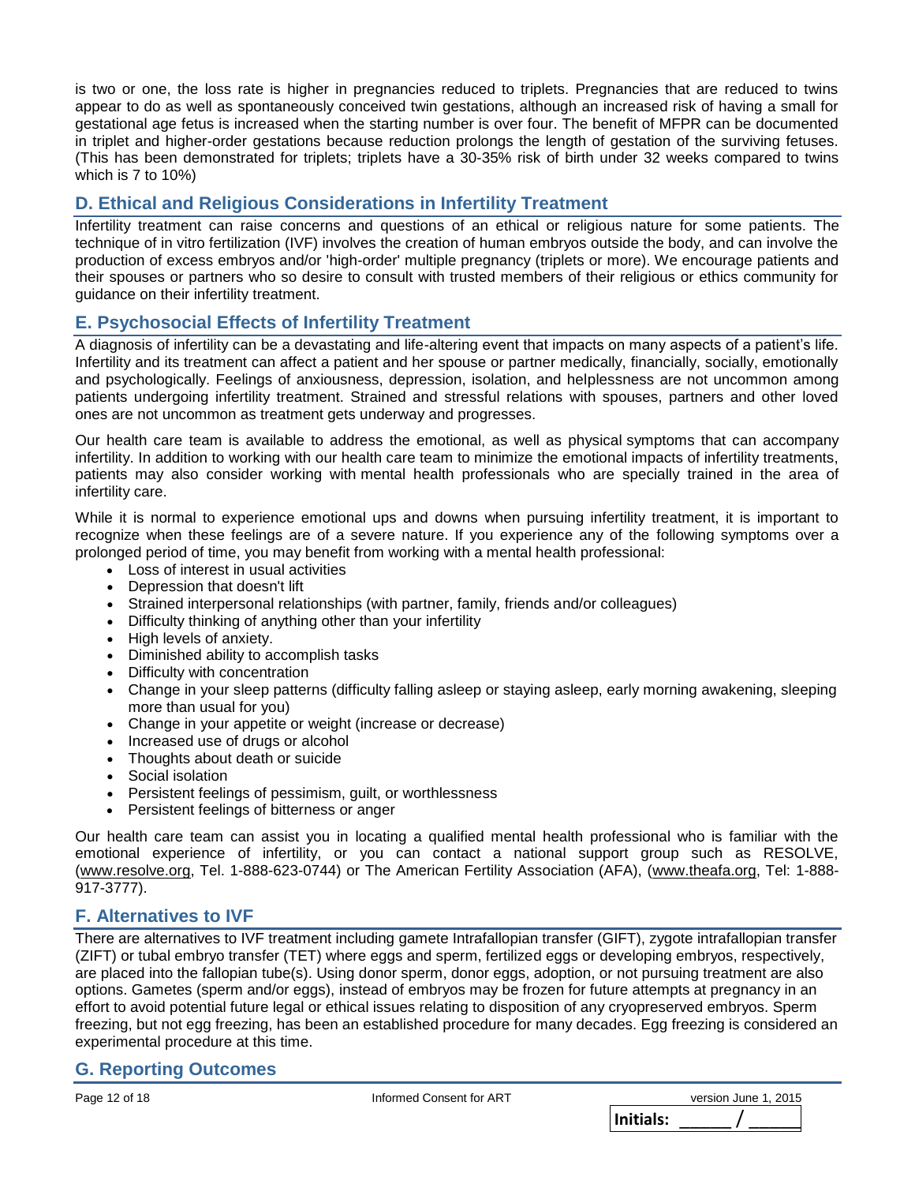is two or one, the loss rate is higher in pregnancies reduced to triplets. Pregnancies that are reduced to twins appear to do as well as spontaneously conceived twin gestations, although an increased risk of having a small for gestational age fetus is increased when the starting number is over four. The benefit of MFPR can be documented in triplet and higher-order gestations because reduction prolongs the length of gestation of the surviving fetuses. (This has been demonstrated for triplets; triplets have a 30-35% risk of birth under 32 weeks compared to twins which is 7 to 10%)

## D. Ethical and Religious Considerations in Infertility Treatment

Infertility treatment can raise concerns and questions of an ethical or religious nature for some patients. The technique of in vitro fertilization (IVF) involves the creation of human embryos outside the body, and can involve the production of excess embryos and/or 'high-order' multiple pregnancy (triplets or more). We encourage patients and their spouses or partners who so desire to consult with trusted members of their religious or ethics community for guidance on their infertility treatment.

## E. Psychosocial Effects of Infertility Treatment

A diagnosis of infertility can be a devastating and life-altering event that impacts on many aspects of a patient's life. Infertility and its treatment can affect a patient and her spouse or partner medically, financially, socially, emotionally and psychologically. Feelings of anxiousness, depression, isolation, and helplessness are not uncommon among patients undergoing infertility treatment. Strained and stressful relations with spouses, partners and other loved ones are not uncommon as treatment gets underway and progresses.

Our health care team is available to address the emotional, as well as physical symptoms that can accompany infertility. In addition to working with our health care team to minimize the emotional impacts of infertility treatments, patients may also consider working with mental health professionals who are specially trained in the area of infertility care.

While it is normal to experience emotional ups and downs when pursuing infertility treatment, it is important to recognize when these feelings are of a severe nature. If you experience any of the following symptoms over a prolonged period of time, you may benefit from working with a mental health professional:

- Loss of interest in usual activities
- Depression that doesn't lift
- Strained interpersonal relationships (with partner, family, friends and/or colleagues)
- Difficulty thinking of anything other than your infertility
- High levels of anxiety.
- Diminished ability to accomplish tasks
- Difficulty with concentration
- Change in your sleep patterns (difficulty falling asleep or staying asleep, early morning awakening, sleeping more than usual for you)
- Change in your appetite or weight (increase or decrease)
- Increased use of drugs or alcohol
- Thoughts about death or suicide
- Social isolation
- Persistent feelings of pessimism, guilt, or worthlessness
- Persistent feelings of bitterness or anger

Our health care team can assist you in locating a qualified mental health professional who is familiar with the emotional experience of infertility, or you can contact a national support group such as RESOLVE, (www.resolve.org, Tel. 1-888-623-0744) or The American Fertility Association (AFA), (www.theafa.org, Tel: 1-888-917-3777).

## F. Alternatives to IVF

There are alternatives to IVF treatment including gamete Intrafallopian transfer (GIFT), zygote intrafallopian transfer (ZIFT) or tubal embryo transfer (TET) where eggs and sperm, fertilized eggs or developing embryos, respectively, are placed into the fallopian tube(s). Using donor sperm, donor eggs, adoption, or not pursuing treatment are also options. Gametes (sperm and/or eggs), instead of embryos may be frozen for future attempts at pregnancy in an effort to avoid potential future legal or ethical issues relating to disposition of any cryopreserved embryos. Sperm freezing, but not egg freezing, has been an established procedure for many decades. Egg freezing is considered an experimental procedure at this time.

## G. Reporting Outcomes

**Initials:** ______ / ______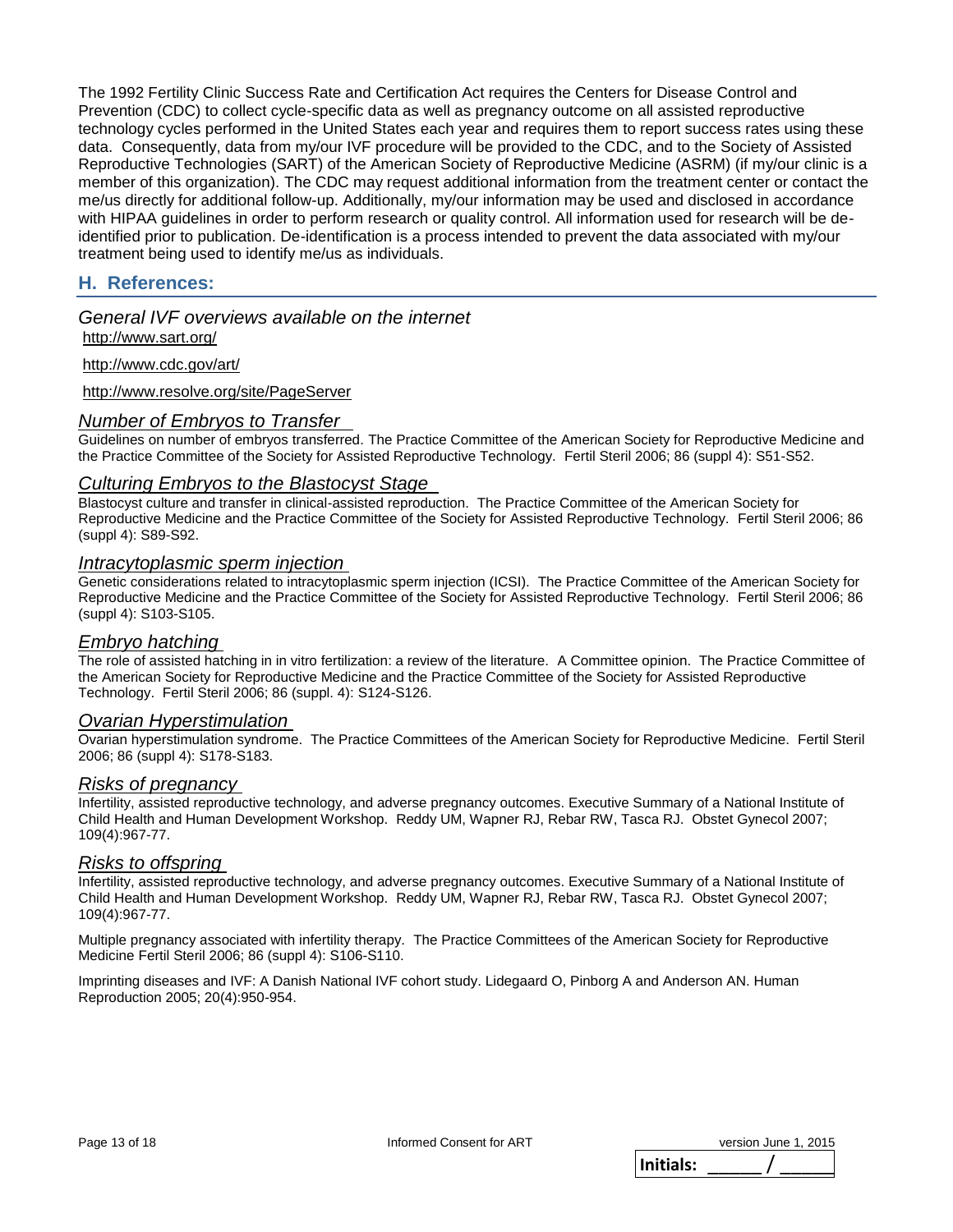The 1992 Fertility Clinic Success Rate and Certification Act requires the Centers for Disease Control and Prevention (CDC) to collect cycle-specific data as well as pregnancy outcome on all assisted reproductive technology cycles performed in the United States each year and requires them to report success rates using these data. Consequently, data from my/our IVF procedure will be provided to the CDC, and to the Society of Assisted Reproductive Technologies (SART) of the American Society of Reproductive Medicine (ASRM) (if my/our clinic is a member of this organization). The CDC may request additional information from the treatment center or contact the me/us directly for additional follow-up. Additionally, my/our information may be used and disclosed in accordance with HIPAA guidelines in order to perform research or quality control. All information used for research will be de-identified prior to publication. De-identification is a process intended to prevent the data associated with my/our treatment being used to identify me/us as individuals.

## H. References:

### *General IVF overviews available on the internet*

http://www.sart.org/

http://www.cdc.gov/art/

http://www.resolve.org/site/PageServer

### *Number of Embryos to Transfer*

Guidelines on number of embryos transferred. The Practice Committee of the American Society for Reproductive Medicine and the Practice Committee of the Society for Assisted Reproductive Technology. Fertil Steril 2006; 86 (suppl 4): S51-S52.

### *Culturing Embryos to the Blastocyst Stage*

Blastocyst culture and transfer in clinical-assisted reproduction. The Practice Committee of the American Society for Reproductive Medicine and the Practice Committee of the Society for Assisted Reproductive Technology. Fertil Steril 2006; 86 (suppl 4): S89-S92.

### *Intracytoplasmic sperm injection*

Genetic considerations related to intracytoplasmic sperm injection (ICSI). The Practice Committee of the American Society for Reproductive Medicine and the Practice Committee of the Society for Assisted Reproductive Technology. Fertil Steril 2006; 86 (suppl 4): S103-S105.

### *Embryo hatching*

The role of assisted hatching in in vitro fertilization: a review of the literature. A Committee opinion. The Practice Committee of the American Society for Reproductive Medicine and the Practice Committee of the Society for Assisted Reproductive Technology. Fertil Steril 2006; 86 (suppl. 4): S124-S126.

### *Ovarian Hyperstimulation*

Ovarian hyperstimulation syndrome. The Practice Committees of the American Society for Reproductive Medicine. Fertil Steril 2006; 86 (suppl 4): S178-S183.

### *Risks of pregnancy*

Infertility, assisted reproductive technology, and adverse pregnancy outcomes. Executive Summary of a National Institute of Child Health and Human Development Workshop. Reddy UM, Wapner RJ, Rebar RW, Tasca RJ. Obstet Gynecol 2007; 109(4):967-77.

### *Risks to offspring*

Infertility, assisted reproductive technology, and adverse pregnancy outcomes. Executive Summary of a National Institute of Child Health and Human Development Workshop. Reddy UM, Wapner RJ, Rebar RW, Tasca RJ. Obstet Gynecol 2007; 109(4):967-77.

Multiple pregnancy associated with infertility therapy. The Practice Committees of the American Society for Reproductive Medicine Fertil Steril 2006; 86 (suppl 4): S106-S110.

Imprinting diseases and IVF: A Danish National IVF cohort study. Lidegaard O, Pinborg A and Anderson AN. Human Reproduction 2005; 20(4):950-954.

**Initials:** \_\_\_\_\_ / \_\_\_\_\_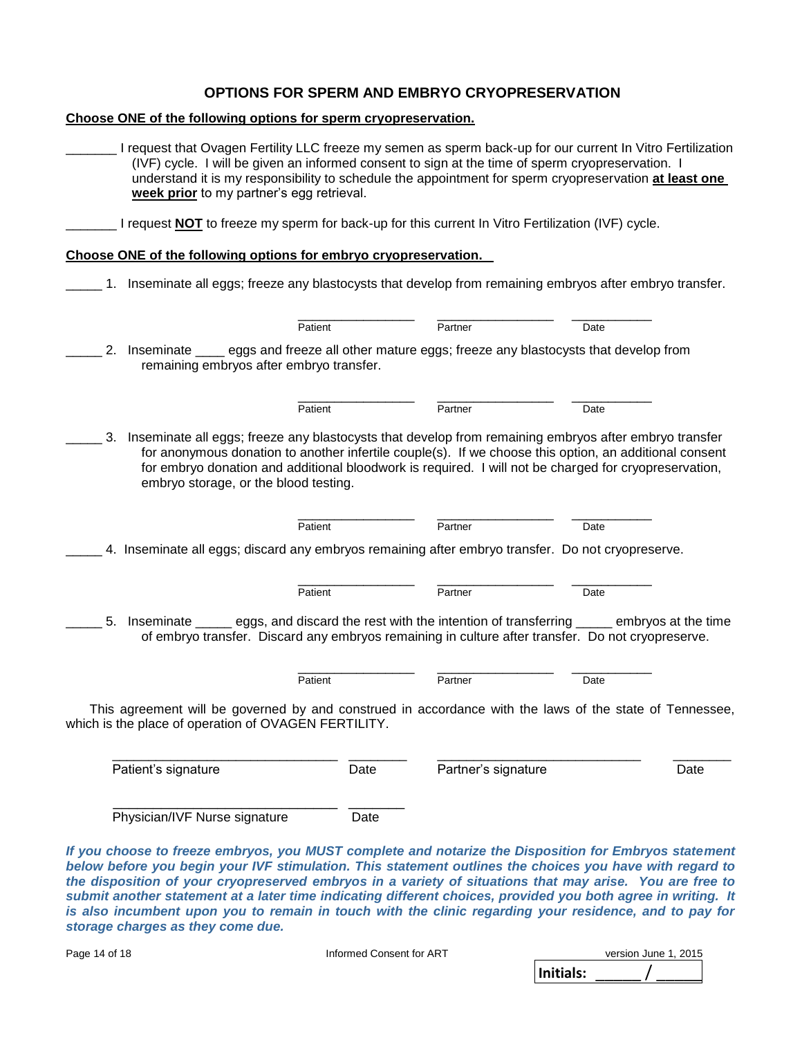## OPTIONS FOR SPERM AND EMBRYO CRYOPRESERVATION

**Choose ONE of the following options for sperm cryopreservation.**

_______ I request that Ovagen Fertility LLC freeze my semen as sperm back-up for our current In Vitro Fertilization (IVF) cycle. I will be given an informed consent to sign at the time of sperm cryopreservation. I understand it is my responsibility to schedule the appointment for sperm cryopreservation **at least one week prior** to my partner's egg retrieval.

_______ I request **NOT** to freeze my sperm for back-up for this current In Vitro Fertilization (IVF) cycle.

**Choose ONE of the following options for embryo cryopreservation.**

_____ 1. Inseminate all eggs; freeze any blastocysts that develop from remaining embryos after embryo transfer.

________________ ________________ ___________
Patient Partner Date

_____ 2. Inseminate ____ eggs and freeze all other mature eggs; freeze any blastocysts that develop from remaining embryos after embryo transfer.

________________ ________________ ___________
Patient Partner Date

_____ 3. Inseminate all eggs; freeze any blastocysts that develop from remaining embryos after embryo transfer for anonymous donation to another infertile couple(s). If we choose this option, an additional consent for embryo donation and additional bloodwork is required. I will not be charged for cryopreservation, embryo storage, or the blood testing.

________________ ________________ ___________
Patient Partner Date

_____ 4. Inseminate all eggs; discard any embryos remaining after embryo transfer. Do not cryopreserve.

________________ ________________ ___________
Patient Partner Date

_____ 5. Inseminate _____ eggs, and discard the rest with the intention of transferring _____ embryos at the time of embryo transfer. Discard any embryos remaining in culture after transfer. Do not cryopreserve.

________________ ________________ ___________
Patient Partner Date

This agreement will be governed by and construed in accordance with the laws of the state of Tennessee, which is the place of operation of OVAGEN FERTILITY.

______________________________ ________ ___________________________ ________
Patient's signature Date Partner's signature Date

______________________________ ________
Physician/IVF Nurse signature Date

***If you choose to freeze embryos, you MUST complete and notarize the Disposition for Embryos statement below before you begin your IVF stimulation. This statement outlines the choices you have with regard to the disposition of your cryopreserved embryos in a variety of situations that may arise. You are free to submit another statement at a later time indicating different choices, provided you both agree in writing. It is also incumbent upon you to remain in touch with the clinic regarding your residence, and to pay for storage charges as they come due.***

Informed Consent for ART — version June 1, 2015

**Initials:** ______ / ______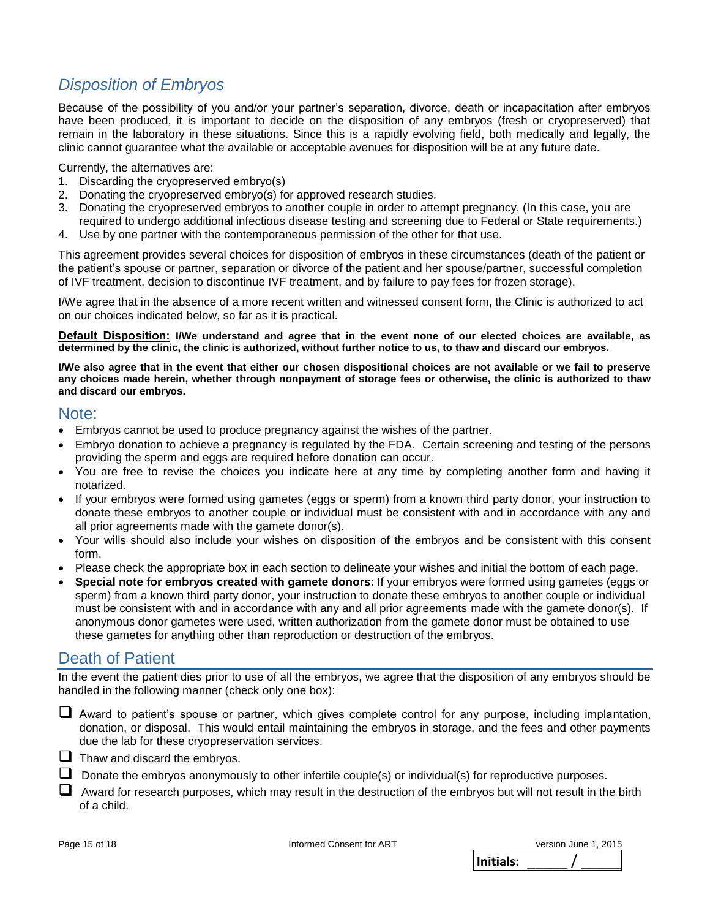## *Disposition of Embryos*

Because of the possibility of you and/or your partner's separation, divorce, death or incapacitation after embryos have been produced, it is important to decide on the disposition of any embryos (fresh or cryopreserved) that remain in the laboratory in these situations. Since this is a rapidly evolving field, both medically and legally, the clinic cannot guarantee what the available or acceptable avenues for disposition will be at any future date.

Currently, the alternatives are:

1. Discarding the cryopreserved embryo(s)
2. Donating the cryopreserved embryo(s) for approved research studies.
3. Donating the cryopreserved embryos to another couple in order to attempt pregnancy. (In this case, you are required to undergo additional infectious disease testing and screening due to Federal or State requirements.)
4. Use by one partner with the contemporaneous permission of the other for that use.

This agreement provides several choices for disposition of embryos in these circumstances (death of the patient or the patient's spouse or partner, separation or divorce of the patient and her spouse/partner, successful completion of IVF treatment, decision to discontinue IVF treatment, and by failure to pay fees for frozen storage).

I/We agree that in the absence of a more recent written and witnessed consent form, the Clinic is authorized to act on our choices indicated below, so far as it is practical.

**Default Disposition: I/We understand and agree that in the event none of our elected choices are available, as determined by the clinic, the clinic is authorized, without further notice to us, to thaw and discard our embryos.**

**I/We also agree that in the event that either our chosen dispositional choices are not available or we fail to preserve any choices made herein, whether through nonpayment of storage fees or otherwise, the clinic is authorized to thaw and discard our embryos.**

## Note:

- Embryos cannot be used to produce pregnancy against the wishes of the partner.
- Embryo donation to achieve a pregnancy is regulated by the FDA. Certain screening and testing of the persons providing the sperm and eggs are required before donation can occur.
- You are free to revise the choices you indicate here at any time by completing another form and having it notarized.
- If your embryos were formed using gametes (eggs or sperm) from a known third party donor, your instruction to donate these embryos to another couple or individual must be consistent with and in accordance with any and all prior agreements made with the gamete donor(s).
- Your wills should also include your wishes on disposition of the embryos and be consistent with this consent form.
- Please check the appropriate box in each section to delineate your wishes and initial the bottom of each page.
- **Special note for embryos created with gamete donors**: If your embryos were formed using gametes (eggs or sperm) from a known third party donor, your instruction to donate these embryos to another couple or individual must be consistent with and in accordance with any and all prior agreements made with the gamete donor(s). If anonymous donor gametes were used, written authorization from the gamete donor must be obtained to use these gametes for anything other than reproduction or destruction of the embryos.

## Death of Patient

In the event the patient dies prior to use of all the embryos, we agree that the disposition of any embryos should be handled in the following manner (check only one box):

- ☐ Award to patient's spouse or partner, which gives complete control for any purpose, including implantation, donation, or disposal. This would entail maintaining the embryos in storage, and the fees and other payments due the lab for these cryopreservation services.
- ☐ Thaw and discard the embryos.
- ☐ Donate the embryos anonymously to other infertile couple(s) or individual(s) for reproductive purposes.
- ☐ Award for research purposes, which may result in the destruction of the embryos but will not result in the birth of a child.

**Initials:** ______ / ______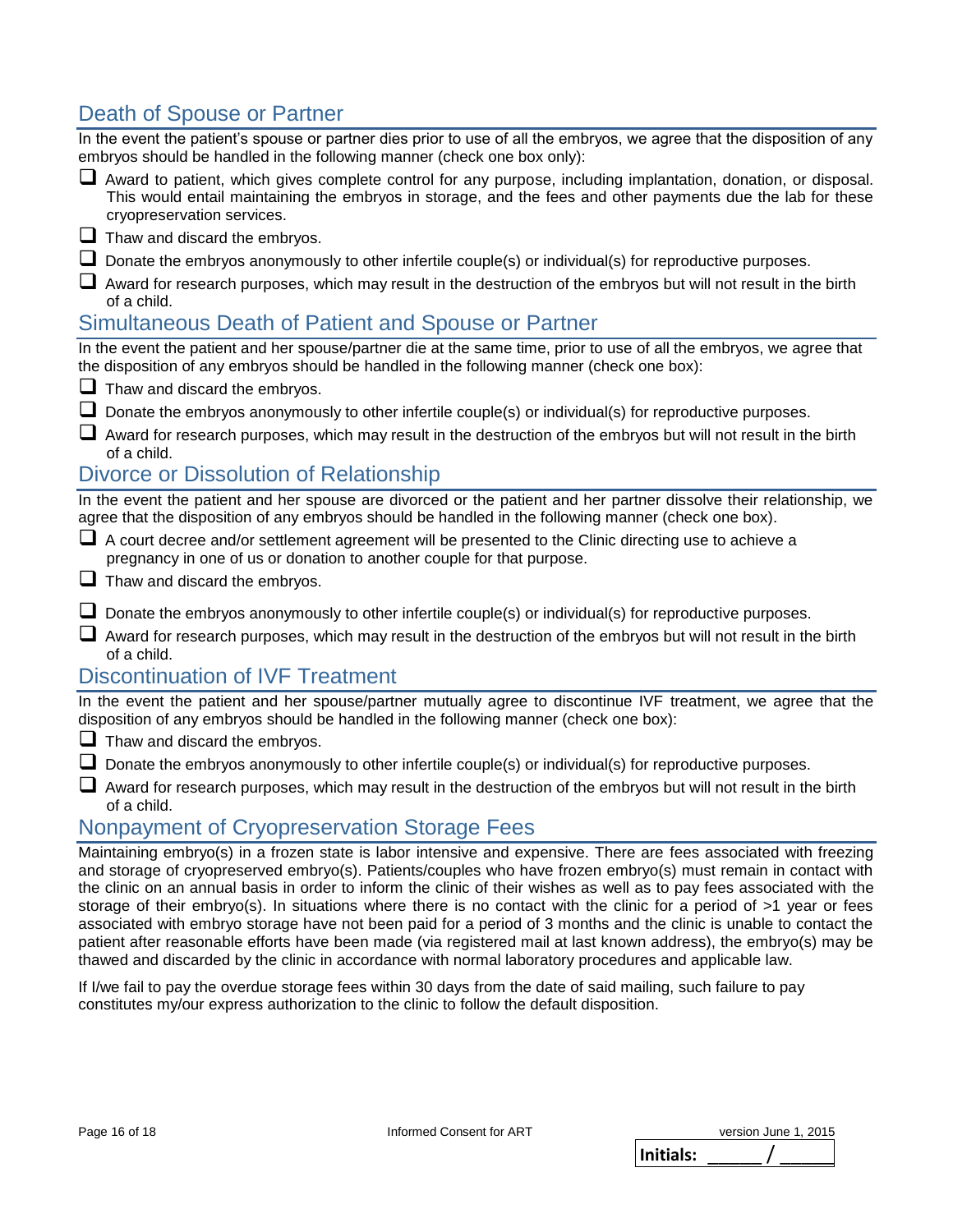## Death of Spouse or Partner

In the event the patient's spouse or partner dies prior to use of all the embryos, we agree that the disposition of any embryos should be handled in the following manner (check one box only):

- ☐ Award to patient, which gives complete control for any purpose, including implantation, donation, or disposal. This would entail maintaining the embryos in storage, and the fees and other payments due the lab for these cryopreservation services.
- ☐ Thaw and discard the embryos.
- ☐ Donate the embryos anonymously to other infertile couple(s) or individual(s) for reproductive purposes.
- ☐ Award for research purposes, which may result in the destruction of the embryos but will not result in the birth of a child.

## Simultaneous Death of Patient and Spouse or Partner

In the event the patient and her spouse/partner die at the same time, prior to use of all the embryos, we agree that the disposition of any embryos should be handled in the following manner (check one box):

- ☐ Thaw and discard the embryos.
- ☐ Donate the embryos anonymously to other infertile couple(s) or individual(s) for reproductive purposes.
- ☐ Award for research purposes, which may result in the destruction of the embryos but will not result in the birth of a child.

## Divorce or Dissolution of Relationship

In the event the patient and her spouse are divorced or the patient and her partner dissolve their relationship, we agree that the disposition of any embryos should be handled in the following manner (check one box).

- ☐ A court decree and/or settlement agreement will be presented to the Clinic directing use to achieve a pregnancy in one of us or donation to another couple for that purpose.
- ☐ Thaw and discard the embryos.
- ☐ Donate the embryos anonymously to other infertile couple(s) or individual(s) for reproductive purposes.
- ☐ Award for research purposes, which may result in the destruction of the embryos but will not result in the birth of a child.

## Discontinuation of IVF Treatment

In the event the patient and her spouse/partner mutually agree to discontinue IVF treatment, we agree that the disposition of any embryos should be handled in the following manner (check one box):

- ☐ Thaw and discard the embryos.
- ☐ Donate the embryos anonymously to other infertile couple(s) or individual(s) for reproductive purposes.
- ☐ Award for research purposes, which may result in the destruction of the embryos but will not result in the birth of a child.

## Nonpayment of Cryopreservation Storage Fees

Maintaining embryo(s) in a frozen state is labor intensive and expensive. There are fees associated with freezing and storage of cryopreserved embryo(s). Patients/couples who have frozen embryo(s) must remain in contact with the clinic on an annual basis in order to inform the clinic of their wishes as well as to pay fees associated with the storage of their embryo(s). In situations where there is no contact with the clinic for a period of >1 year or fees associated with embryo storage have not been paid for a period of 3 months and the clinic is unable to contact the patient after reasonable efforts have been made (via registered mail at last known address), the embryo(s) may be thawed and discarded by the clinic in accordance with normal laboratory procedures and applicable law.

If I/we fail to pay the overdue storage fees within 30 days from the date of said mailing, such failure to pay constitutes my/our express authorization to the clinic to follow the default disposition.

Informed Consent for ART — version June 1, 2015

**Initials:** ______ / ______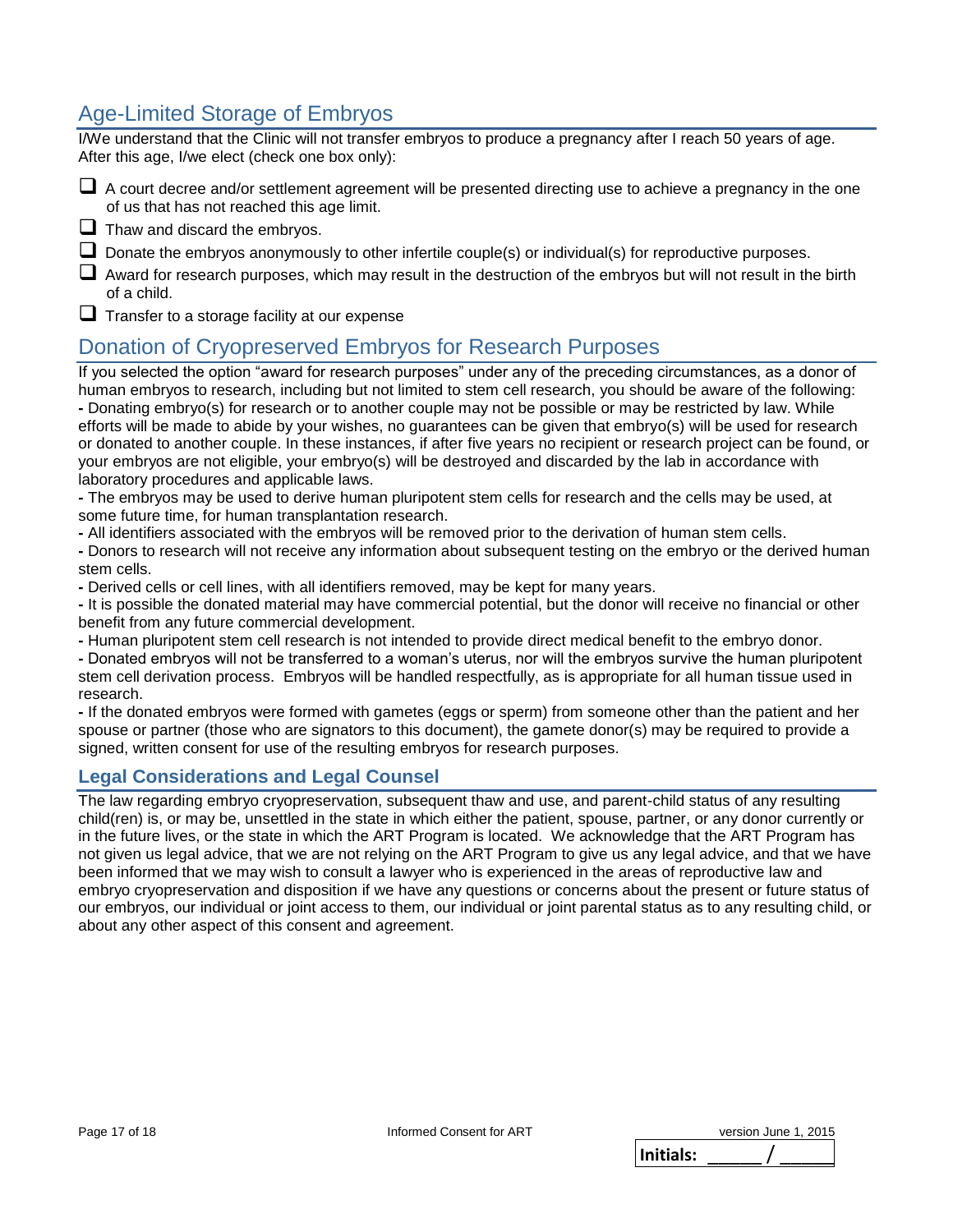## Age-Limited Storage of Embryos

I/We understand that the Clinic will not transfer embryos to produce a pregnancy after I reach 50 years of age. After this age, I/we elect (check one box only):

- ☐ A court decree and/or settlement agreement will be presented directing use to achieve a pregnancy in the one of us that has not reached this age limit.
- ☐ Thaw and discard the embryos.
- ☐ Donate the embryos anonymously to other infertile couple(s) or individual(s) for reproductive purposes.
- ☐ Award for research purposes, which may result in the destruction of the embryos but will not result in the birth of a child.
- ☐ Transfer to a storage facility at our expense

## Donation of Cryopreserved Embryos for Research Purposes

If you selected the option "award for research purposes" under any of the preceding circumstances, as a donor of human embryos to research, including but not limited to stem cell research, you should be aware of the following:

- Donating embryo(s) for research or to another couple may not be possible or may be restricted by law. While efforts will be made to abide by your wishes, no guarantees can be given that embryo(s) will be used for research or donated to another couple. In these instances, if after five years no recipient or research project can be found, or your embryos are not eligible, your embryo(s) will be destroyed and discarded by the lab in accordance with laboratory procedures and applicable laws.
- The embryos may be used to derive human pluripotent stem cells for research and the cells may be used, at some future time, for human transplantation research.
- All identifiers associated with the embryos will be removed prior to the derivation of human stem cells.
- Donors to research will not receive any information about subsequent testing on the embryo or the derived human stem cells.
- Derived cells or cell lines, with all identifiers removed, may be kept for many years.
- It is possible the donated material may have commercial potential, but the donor will receive no financial or other benefit from any future commercial development.
- Human pluripotent stem cell research is not intended to provide direct medical benefit to the embryo donor.
- Donated embryos will not be transferred to a woman's uterus, nor will the embryos survive the human pluripotent stem cell derivation process. Embryos will be handled respectfully, as is appropriate for all human tissue used in research.
- If the donated embryos were formed with gametes (eggs or sperm) from someone other than the patient and her spouse or partner (those who are signators to this document), the gamete donor(s) may be required to provide a signed, written consent for use of the resulting embryos for research purposes.

### Legal Considerations and Legal Counsel

The law regarding embryo cryopreservation, subsequent thaw and use, and parent-child status of any resulting child(ren) is, or may be, unsettled in the state in which either the patient, spouse, partner, or any donor currently or in the future lives, or the state in which the ART Program is located. We acknowledge that the ART Program has not given us legal advice, that we are not relying on the ART Program to give us any legal advice, and that we have been informed that we may wish to consult a lawyer who is experienced in the areas of reproductive law and embryo cryopreservation and disposition if we have any questions or concerns about the present or future status of our embryos, our individual or joint access to them, our individual or joint parental status as to any resulting child, or about any other aspect of this consent and agreement.

**Initials:** ______ / ______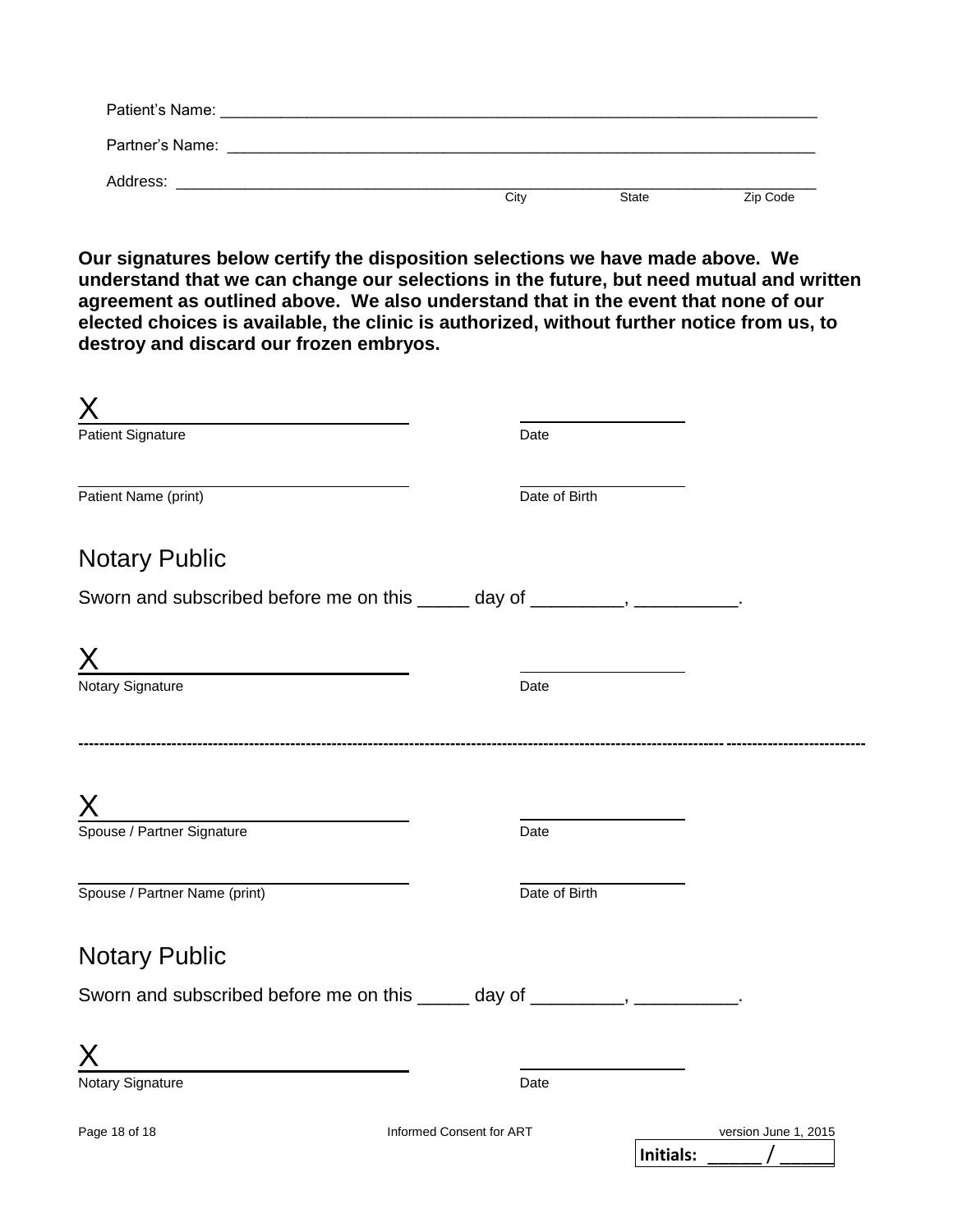Patient's Name: ______________________________________________________________________

Partner's Name: ______________________________________________________________________

Address: ____________________________________________________________________________
City State Zip Code

**Our signatures below certify the disposition selections we have made above. We understand that we can change our selections in the future, but need mutual and written agreement as outlined above. We also understand that in the event that none of our elected choices is available, the clinic is authorized, without further notice from us, to destroy and discard our frozen embryos.**

X ______________________________ ________________
Patient Signature Date

______________________________ ________________
Patient Name (print) Date of Birth

## Notary Public

Sworn and subscribed before me on this _____ day of _________, __________.

X ______________________________ ________________
Notary Signature Date

------------------------------------------------------------------------------------------------------------------------------------------

X ______________________________ ________________
Spouse / Partner Signature Date

______________________________ ________________
Spouse / Partner Name (print) Date of Birth

## Notary Public

Sworn and subscribed before me on this _____ day of _________, __________.

X ______________________________ ________________
Notary Signature Date

Informed Consent for ART version June 1, 2015

**Initials:** _____ / _____